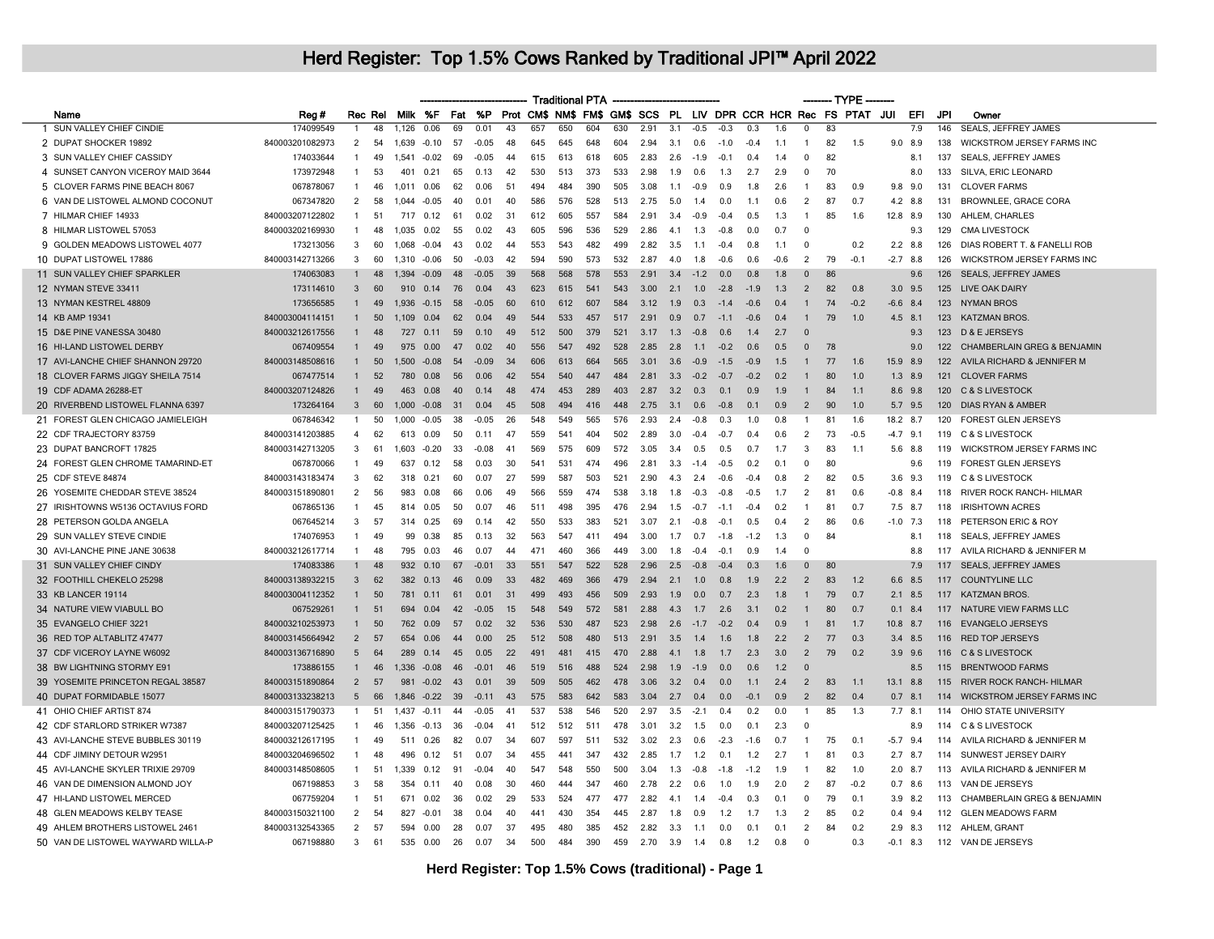# Herd Register: Top 1.5% Cows Ranked by Traditional JPI™ April 2022

| | | | | | Traditional PTA | | | | | | | | | | | | | | | TYPE | | | | | | |
|---|---|---|---|---|---|---|---|---|---|---|---|---|---|---|---|---|---|---|---|---|---|---|---|---|---|---|
| | Name | Reg # | Rec | Rel | Milk | %F | Fat | %P | Prot | CM$ | NM$ | FM$ | GM$ | SCS | PL | LIV | DPR | CCR | HCR | Rec | FS | PTAT | JUI | EFI | JPI | Owner |
| 1 | SUN VALLEY CHIEF CINDIE | 174099549 | 1 | 48 | 1,126 | 0.06 | 69 | 0.01 | 43 | 657 | 650 | 604 | 630 | 2.91 | 3.1 | -0.5 | -0.3 | 0.3 | 1.6 | 0 | 83 | | | 7.9 | 146 | SEALS, JEFFREY JAMES |
| 2 | DUPAT SHOCKER 19892 | 840003201082973 | 2 | 54 | 1,639 | -0.10 | 57 | -0.05 | 48 | 645 | 645 | 648 | 604 | 2.94 | 3.1 | 0.6 | -1.0 | -0.4 | 1.1 | 1 | 82 | 1.5 | 9.0 | 8.9 | 138 | WICKSTROM JERSEY FARMS INC |
| 3 | SUN VALLEY CHIEF CASSIDY | 174033644 | 1 | 49 | 1,541 | -0.02 | 69 | -0.05 | 44 | 615 | 613 | 618 | 605 | 2.83 | 2.6 | -1.9 | -0.1 | 0.4 | 1.4 | 0 | 82 | | | 8.1 | 137 | SEALS, JEFFREY JAMES |
| 4 | SUNSET CANYON VICEROY MAID 3644 | 173972948 | 1 | 53 | 401 | 0.21 | 65 | 0.13 | 42 | 530 | 513 | 373 | 533 | 2.98 | 1.9 | 0.6 | 1.3 | 2.7 | 2.9 | 0 | 70 | | | 8.0 | 133 | SILVA, ERIC LEONARD |
| 5 | CLOVER FARMS PINE BEACH 8067 | 067878067 | 1 | 46 | 1,011 | 0.06 | 62 | 0.06 | 51 | 494 | 484 | 390 | 505 | 3.08 | 1.1 | -0.9 | 0.9 | 1.8 | 2.6 | 1 | 83 | 0.9 | 9.8 | 9.0 | 131 | CLOVER FARMS |
| 6 | VAN DE LISTOWEL ALMOND COCONUT | 067347820 | 2 | 58 | 1,044 | -0.05 | 40 | 0.01 | 40 | 586 | 576 | 528 | 513 | 2.75 | 5.0 | 1.4 | 0.0 | 1.1 | 0.6 | 2 | 87 | 0.7 | 4.2 | 8.8 | 131 | BROWNLEE, GRACE CORA |
| 7 | HILMAR CHIEF 14933 | 840003207122802 | 1 | 51 | 717 | 0.12 | 61 | 0.02 | 31 | 612 | 605 | 557 | 584 | 2.91 | 3.4 | -0.9 | -0.4 | 0.5 | 1.3 | 1 | 85 | 1.6 | 12.8 | 8.9 | 130 | AHLEM, CHARLES |
| 8 | HILMAR LISTOWEL 57053 | 840003202169930 | 1 | 48 | 1,035 | 0.02 | 55 | 0.02 | 43 | 605 | 596 | 536 | 529 | 2.86 | 4.1 | 1.3 | -0.8 | 0.0 | 0.7 | 0 | | | | 9.3 | 129 | CMA LIVESTOCK |
| 9 | GOLDEN MEADOWS LISTOWEL 4077 | 173213056 | 3 | 60 | 1,068 | -0.04 | 43 | 0.02 | 44 | 553 | 543 | 482 | 499 | 2.82 | 3.5 | 1.1 | -0.4 | 0.8 | 1.1 | 0 | | 0.2 | 2.2 | 8.8 | 126 | DIAS ROBERT T. & FANELLI ROB |
| 10 | DUPAT LISTOWEL 17886 | 840003142713266 | 3 | 60 | 1,310 | -0.06 | 50 | -0.03 | 42 | 594 | 590 | 573 | 532 | 2.87 | 4.0 | 1.8 | -0.6 | 0.6 | -0.6 | 2 | 79 | -0.1 | -2.7 | 8.8 | 126 | WICKSTROM JERSEY FARMS INC |
| 11 | SUN VALLEY CHIEF SPARKLER | 174063083 | 1 | 48 | 1,394 | -0.09 | 48 | -0.05 | 39 | 568 | 568 | 578 | 553 | 2.91 | 3.4 | -1.2 | 0.0 | 0.8 | 1.8 | 0 | 86 | | | 9.6 | 126 | SEALS, JEFFREY JAMES |
| 12 | NYMAN STEVE 33411 | 173114610 | 3 | 60 | 910 | 0.14 | 76 | 0.04 | 43 | 623 | 615 | 541 | 543 | 3.00 | 2.1 | 1.0 | -2.8 | -1.9 | 1.3 | 2 | 82 | 0.8 | 3.0 | 9.5 | 125 | LIVE OAK DAIRY |
| 13 | NYMAN KESTREL 48809 | 173656585 | 1 | 49 | 1,936 | -0.15 | 58 | -0.05 | 60 | 610 | 612 | 607 | 584 | 3.12 | 1.9 | 0.3 | -1.4 | -0.6 | 0.4 | 1 | 74 | -0.2 | -6.6 | 8.4 | 123 | NYMAN BROS |
| 14 | KB AMP 19341 | 840003004114151 | 1 | 50 | 1,109 | 0.04 | 62 | 0.04 | 49 | 544 | 533 | 457 | 517 | 2.91 | 0.9 | 0.7 | -1.1 | -0.6 | 0.4 | 1 | 79 | 1.0 | 4.5 | 8.1 | 123 | KATZMAN BROS. |
| 15 | D&E PINE VANESSA 30480 | 840003212617556 | 1 | 48 | 727 | 0.11 | 59 | 0.10 | 49 | 512 | 500 | 379 | 521 | 3.17 | 1.3 | -0.8 | 0.6 | 1.4 | 2.7 | 0 | | | | 9.3 | 123 | D & E JERSEYS |
| 16 | HI-LAND LISTOWEL DERBY | 067409554 | 1 | 49 | 975 | 0.00 | 47 | 0.02 | 40 | 556 | 547 | 492 | 528 | 2.85 | 2.8 | 1.1 | -0.2 | 0.6 | 0.5 | 0 | 78 | | | 9.0 | 122 | CHAMBERLAIN GREG & BENJAMIN |
| 17 | AVI-LANCHE CHIEF SHANNON 29720 | 840003148508616 | 1 | 50 | 1,500 | -0.08 | 54 | -0.09 | 34 | 606 | 613 | 664 | 565 | 3.01 | 3.6 | -0.9 | -1.5 | -0.9 | 1.5 | 1 | 77 | 1.6 | 15.9 | 8.9 | 122 | AVILA RICHARD & JENNIFER M |
| 18 | CLOVER FARMS JIGGY SHEILA 7514 | 067477514 | 1 | 52 | 780 | 0.08 | 56 | 0.06 | 42 | 554 | 540 | 447 | 484 | 2.81 | 3.3 | -0.2 | -0.7 | -0.2 | 0.2 | 1 | 80 | 1.0 | 1.3 | 8.9 | 121 | CLOVER FARMS |
| 19 | CDF ADAMA 26288-ET | 840003207124826 | 1 | 49 | 463 | 0.08 | 40 | 0.14 | 48 | 474 | 453 | 289 | 403 | 2.87 | 3.2 | 0.3 | 0.1 | 0.9 | 1.9 | 1 | 84 | 1.1 | 8.6 | 9.8 | 120 | C & S LIVESTOCK |
| 20 | RIVERBEND LISTOWEL FLANNA 6397 | 173264164 | 3 | 60 | 1,000 | -0.08 | 31 | 0.04 | 45 | 508 | 494 | 416 | 448 | 2.75 | 3.1 | 0.6 | -0.8 | 0.1 | 0.9 | 2 | 90 | 1.0 | 5.7 | 9.5 | 120 | DIAS RYAN & AMBER |
| 21 | FOREST GLEN CHICAGO JAMIELEIGH | 067846342 | 1 | 50 | 1,000 | -0.05 | 38 | -0.05 | 26 | 548 | 549 | 565 | 576 | 2.93 | 2.4 | -0.8 | 0.3 | 1.0 | 0.8 | 1 | 81 | 1.6 | 18.2 | 8.7 | 120 | FOREST GLEN JERSEYS |
| 22 | CDF TRAJECTORY 83759 | 840003141203885 | 4 | 62 | 613 | 0.09 | 50 | 0.11 | 47 | 559 | 541 | 404 | 502 | 2.89 | 3.0 | -0.4 | -0.7 | 0.4 | 0.6 | 2 | 73 | -0.5 | -4.7 | 9.1 | 119 | C & S LIVESTOCK |
| 23 | DUPAT BANCROFT 17825 | 840003142713205 | 3 | 61 | 1,603 | -0.20 | 33 | -0.08 | 41 | 569 | 575 | 609 | 572 | 3.05 | 3.4 | 0.5 | 0.5 | 0.7 | 1.7 | 3 | 83 | 1.1 | 5.6 | 8.8 | 119 | WICKSTROM JERSEY FARMS INC |
| 24 | FOREST GLEN CHROME TAMARIND-ET | 067870066 | 1 | 49 | 637 | 0.12 | 58 | 0.03 | 30 | 541 | 531 | 474 | 496 | 2.81 | 3.3 | -1.4 | -0.5 | 0.2 | 0.1 | 0 | 80 | | | 9.6 | 119 | FOREST GLEN JERSEYS |
| 25 | CDF STEVE 84874 | 840003143183474 | 3 | 62 | 318 | 0.21 | 60 | 0.07 | 27 | 599 | 587 | 503 | 521 | 2.90 | 4.3 | 2.4 | -0.6 | -0.4 | 0.8 | 2 | 82 | 0.5 | 3.6 | 9.3 | 119 | C & S LIVESTOCK |
| 26 | YOSEMITE CHEDDAR STEVE 38524 | 840003151890801 | 2 | 56 | 983 | 0.08 | 66 | 0.06 | 49 | 566 | 559 | 474 | 538 | 3.18 | 1.8 | -0.3 | -0.8 | -0.5 | 1.7 | 2 | 81 | 0.6 | -0.8 | 8.4 | 118 | RIVER ROCK RANCH- HILMAR |
| 27 | IRISHTOWNS W5136 OCTAVIUS FORD | 067865136 | 1 | 45 | 814 | 0.05 | 50 | 0.07 | 46 | 511 | 498 | 395 | 476 | 2.94 | 1.5 | -0.7 | -1.1 | -0.4 | 0.2 | 1 | 81 | 0.7 | 7.5 | 8.7 | 118 | IRISHTOWN ACRES |
| 28 | PETERSON GOLDA ANGELA | 067645214 | 3 | 57 | 314 | 0.25 | 69 | 0.14 | 42 | 550 | 533 | 383 | 521 | 3.07 | 2.1 | -0.8 | -0.1 | 0.5 | 0.4 | 2 | 86 | 0.6 | -1.0 | 7.3 | 118 | PETERSON ERIC & ROY |
| 29 | SUN VALLEY STEVE CINDIE | 174076953 | 1 | 49 | 99 | 0.38 | 85 | 0.13 | 32 | 563 | 547 | 411 | 494 | 3.00 | 1.7 | 0.7 | -1.8 | -1.2 | 1.3 | 0 | 84 | | | 8.1 | 118 | SEALS, JEFFREY JAMES |
| 30 | AVI-LANCHE PINE JANE 30638 | 840003212617714 | 1 | 48 | 795 | 0.03 | 46 | 0.07 | 44 | 471 | 460 | 366 | 449 | 3.00 | 1.8 | -0.4 | -0.1 | 0.9 | 1.4 | 0 | | | | 8.8 | 117 | AVILA RICHARD & JENNIFER M |
| 31 | SUN VALLEY CHIEF CINDY | 174083386 | 1 | 48 | 932 | 0.10 | 67 | -0.01 | 33 | 551 | 547 | 522 | 528 | 2.96 | 2.5 | -0.8 | -0.4 | 0.3 | 1.6 | 0 | 80 | | | 7.9 | 117 | SEALS, JEFFREY JAMES |
| 32 | FOOTHILL CHEKELO 25298 | 840003138932215 | 3 | 62 | 382 | 0.13 | 46 | 0.09 | 33 | 482 | 469 | 366 | 479 | 2.94 | 2.1 | 1.0 | 0.8 | 1.9 | 2.2 | 2 | 83 | 1.2 | 6.6 | 8.5 | 117 | COUNTYLINE LLC |
| 33 | KB LANCER 19114 | 840003004112352 | 1 | 50 | 781 | 0.11 | 61 | 0.01 | 31 | 499 | 493 | 456 | 509 | 2.93 | 1.9 | 0.0 | 0.7 | 2.3 | 1.8 | 1 | 79 | 0.7 | 2.1 | 8.5 | 117 | KATZMAN BROS. |
| 34 | NATURE VIEW VIABULL BO | 067529261 | 1 | 51 | 694 | 0.04 | 42 | -0.05 | 15 | 548 | 549 | 572 | 581 | 2.88 | 4.3 | 1.7 | 2.6 | 3.1 | 0.2 | 1 | 80 | 0.7 | 0.1 | 8.4 | 117 | NATURE VIEW FARMS LLC |
| 35 | EVANGELO CHIEF 3221 | 840003210253973 | 1 | 50 | 762 | 0.09 | 57 | 0.02 | 32 | 536 | 530 | 487 | 523 | 2.98 | 2.6 | -1.7 | -0.2 | 0.4 | 0.9 | 1 | 81 | 1.7 | 10.8 | 8.7 | 116 | EVANGELO JERSEYS |
| 36 | RED TOP ALTABLITZ 47477 | 840003145664942 | 2 | 57 | 654 | 0.06 | 44 | 0.00 | 25 | 512 | 508 | 480 | 513 | 2.91 | 3.5 | 1.4 | 1.6 | 1.8 | 2.2 | 2 | 77 | 0.3 | 3.4 | 8.5 | 116 | RED TOP JERSEYS |
| 37 | CDF VICEROY LAYNE W6092 | 840003136716890 | 5 | 64 | 289 | 0.14 | 45 | 0.05 | 22 | 491 | 481 | 415 | 470 | 2.88 | 4.1 | 1.8 | 1.7 | 2.3 | 3.0 | 2 | 79 | 0.2 | 3.9 | 9.6 | 116 | C & S LIVESTOCK |
| 38 | BW LIGHTNING STORMY E91 | 173886155 | 1 | 46 | 1,336 | -0.08 | 46 | -0.01 | 46 | 519 | 516 | 488 | 524 | 2.98 | 1.9 | -1.9 | 0.0 | 0.6 | 1.2 | 0 | | | | 8.5 | 115 | BRENTWOOD FARMS |
| 39 | YOSEMITE PRINCETON REGAL 38587 | 840003151890864 | 2 | 57 | 981 | -0.02 | 43 | 0.01 | 39 | 509 | 505 | 462 | 478 | 3.06 | 3.2 | 0.4 | 0.0 | 1.1 | 2.4 | 2 | 83 | 1.1 | 13.1 | 8.8 | 115 | RIVER ROCK RANCH- HILMAR |
| 40 | DUPAT FORMIDABLE 15077 | 840003133238213 | 5 | 66 | 1,846 | -0.22 | 39 | -0.11 | 43 | 575 | 583 | 642 | 583 | 3.04 | 2.7 | 0.4 | 0.0 | -0.1 | 0.9 | 2 | 82 | 0.4 | 0.7 | 8.1 | 114 | WICKSTROM JERSEY FARMS INC |
| 41 | OHIO CHIEF ARTIST 874 | 840003151790373 | 1 | 51 | 1,437 | -0.11 | 44 | -0.05 | 41 | 537 | 538 | 546 | 520 | 2.97 | 3.5 | -2.1 | 0.4 | 0.2 | 0.0 | 1 | 85 | 1.3 | 7.7 | 8.1 | 114 | OHIO STATE UNIVERSITY |
| 42 | CDF STARLORD STRIKER W7387 | 840003207125425 | 1 | 46 | 1,356 | -0.13 | 36 | -0.04 | 41 | 512 | 512 | 511 | 478 | 3.01 | 3.2 | 1.5 | 0.0 | 0.1 | 2.3 | 0 | | | | 8.9 | 114 | C & S LIVESTOCK |
| 43 | AVI-LANCHE STEVE BUBBLES 30119 | 840003212617195 | 1 | 49 | 511 | 0.26 | 82 | 0.07 | 34 | 607 | 597 | 511 | 532 | 3.02 | 2.3 | 0.6 | -2.3 | -1.6 | 0.7 | 1 | 75 | 0.1 | -5.7 | 9.4 | 114 | AVILA RICHARD & JENNIFER M |
| 44 | CDF JIMINY DETOUR W2951 | 840003204696502 | 1 | 48 | 496 | 0.12 | 51 | 0.07 | 34 | 455 | 441 | 347 | 432 | 2.85 | 1.7 | 1.2 | 0.1 | 1.2 | 2.7 | 1 | 81 | 0.3 | 2.7 | 8.7 | 114 | SUNWEST JERSEY DAIRY |
| 45 | AVI-LANCHE SKYLER TRIXIE 29709 | 840003148508605 | 1 | 51 | 1,339 | 0.12 | 91 | -0.04 | 40 | 547 | 548 | 550 | 500 | 3.04 | 1.3 | -0.8 | -1.8 | -1.2 | 1.9 | 1 | 82 | 1.0 | 2.0 | 8.7 | 113 | AVILA RICHARD & JENNIFER M |
| 46 | VAN DE DIMENSION ALMOND JOY | 067198853 | 3 | 58 | 354 | 0.11 | 40 | 0.08 | 30 | 460 | 444 | 347 | 460 | 2.78 | 2.2 | 0.6 | 1.0 | 1.9 | 2.0 | 2 | 87 | -0.2 | 0.7 | 8.6 | 113 | VAN DE JERSEYS |
| 47 | HI-LAND LISTOWEL MERCED | 067759204 | 1 | 51 | 671 | 0.02 | 36 | 0.02 | 29 | 533 | 524 | 477 | 477 | 2.82 | 4.1 | 1.4 | -0.4 | 0.3 | 0.1 | 0 | 79 | 0.1 | 3.9 | 8.2 | 113 | CHAMBERLAIN GREG & BENJAMIN |
| 48 | GLEN MEADOWS KELBY TEASE | 840003150321100 | 2 | 54 | 827 | -0.01 | 38 | 0.04 | 40 | 441 | 430 | 354 | 445 | 2.87 | 1.8 | 0.9 | 1.2 | 1.7 | 1.3 | 2 | 85 | 0.2 | 0.4 | 9.4 | 112 | GLEN MEADOWS FARM |
| 49 | AHLEM BROTHERS LISTOWEL 2461 | 840003132543365 | 2 | 57 | 594 | 0.00 | 28 | 0.07 | 37 | 495 | 480 | 385 | 452 | 2.82 | 3.3 | 1.1 | 0.0 | 0.1 | 0.1 | 2 | 84 | 0.2 | 2.9 | 8.3 | 112 | AHLEM, GRANT |
| 50 | VAN DE LISTOWEL WAYWARD WILLA-P | 067198880 | 3 | 61 | 535 | 0.00 | 26 | 0.07 | 34 | 500 | 484 | 390 | 459 | 2.70 | 3.9 | 1.4 | 0.8 | 1.2 | 0.8 | 0 | | 0.3 | -0.1 | 8.3 | 112 | VAN DE JERSEYS |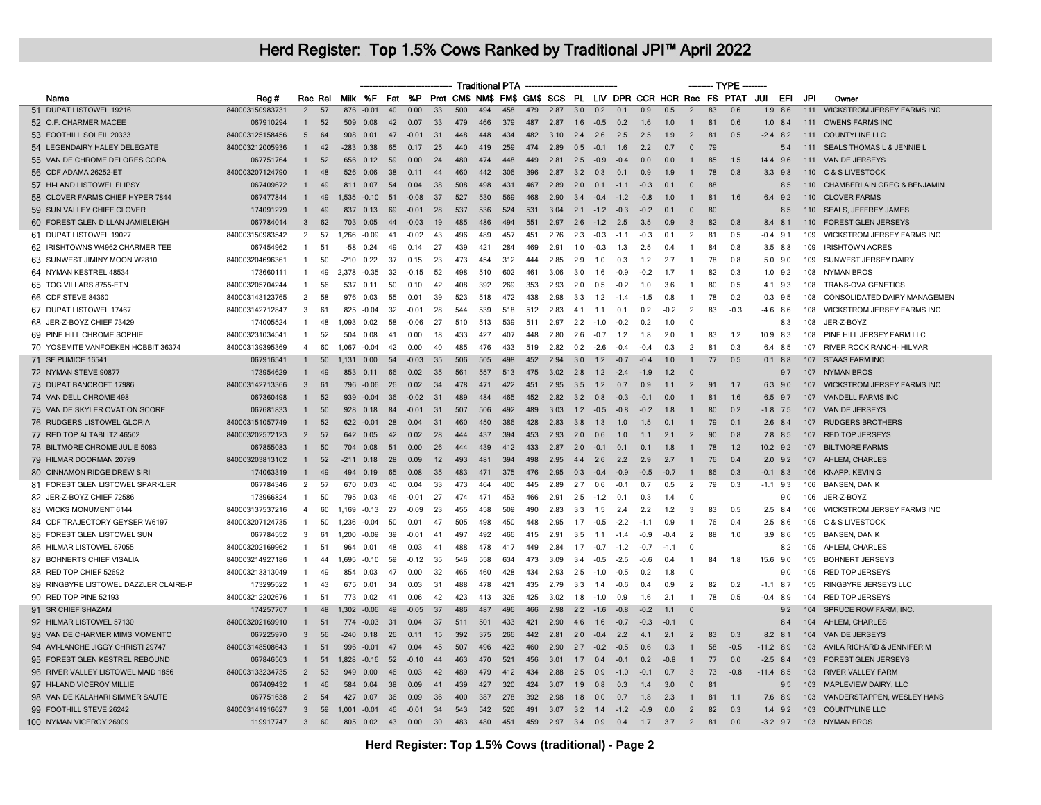# Herd Register: Top 1.5% Cows Ranked by Traditional JPI™ April 2022

| | Name | Reg # | Rec | Rel | Milk | %F | Fat | %P | Prot | CM$ | NM$ | FM$ | GM$ | SCS | PL | LIV | DPR | CCR | HCR | Rec | FS | PTAT | JUI | EFI | JPI | Owner |
|---|---|---|---|---|---|---|---|---|---|---|---|---|---|---|---|---|---|---|---|---|---|---|---|---|---|---|
| | | | | | Traditional PTA | | | | | | | | | | | | | | | TYPE | | | | | | |
| 51 | DUPAT LISTOWEL 19216 | 840003150983731 | 2 | 57 | 876 | -0.01 | 40 | 0.00 | 33 | 500 | 494 | 458 | 479 | 2.87 | 3.0 | 0.2 | 0.1 | 0.9 | 0.5 | 2 | 83 | 0.6 | 1.9 | 8.6 | 111 | WICKSTROM JERSEY FARMS INC |
| 52 | O.F. CHARMER MACEE | 067910294 | 1 | 52 | 509 | 0.08 | 42 | 0.07 | 33 | 479 | 466 | 379 | 487 | 2.87 | 1.6 | -0.5 | 0.2 | 1.6 | 1.0 | 1 | 81 | 0.6 | 1.0 | 8.4 | 111 | OWENS FARMS INC |
| 53 | FOOTHILL SOLEIL 20333 | 840003125158456 | 5 | 64 | 908 | 0.01 | 47 | -0.01 | 31 | 448 | 448 | 434 | 482 | 3.10 | 2.4 | 2.6 | 2.5 | 2.5 | 1.9 | 2 | 81 | 0.5 | -2.4 | 8.2 | 111 | COUNTYLINE LLC |
| 54 | LEGENDAIRY HALEY DELEGATE | 840003212005936 | 1 | 42 | -283 | 0.38 | 65 | 0.17 | 25 | 440 | 419 | 259 | 474 | 2.89 | 0.5 | -0.1 | 1.6 | 2.2 | 0.7 | 0 | 79 | | | 5.4 | 111 | SEALS THOMAS L & JENNIE L |
| 55 | VAN DE CHROME DELORES CORA | 067751764 | 1 | 52 | 656 | 0.12 | 59 | 0.00 | 24 | 480 | 474 | 448 | 449 | 2.81 | 2.5 | -0.9 | -0.4 | 0.0 | 0.0 | 1 | 85 | 1.5 | 14.4 | 9.6 | 111 | VAN DE JERSEYS |
| 56 | CDF ADAMA 26252-ET | 840003207124790 | 1 | 48 | 526 | 0.06 | 38 | 0.11 | 44 | 460 | 442 | 306 | 396 | 2.87 | 3.2 | 0.3 | 0.1 | 0.9 | 1.9 | 1 | 78 | 0.8 | 3.3 | 9.8 | 110 | C & S LIVESTOCK |
| 57 | HI-LAND LISTOWEL FLIPSY | 067409672 | 1 | 49 | 811 | 0.07 | 54 | 0.04 | 38 | 508 | 498 | 431 | 467 | 2.89 | 2.0 | 0.1 | -1.1 | -0.3 | 0.1 | 0 | 88 | | | 8.5 | 110 | CHAMBERLAIN GREG & BENJAMIN |
| 58 | CLOVER FARMS CHIEF HYPER 7844 | 067477844 | 1 | 49 | 1,535 | -0.10 | 51 | -0.08 | 37 | 527 | 530 | 569 | 468 | 2.90 | 3.4 | -0.4 | -1.2 | -0.8 | 1.0 | 1 | 81 | 1.6 | 6.4 | 9.2 | 110 | CLOVER FARMS |
| 59 | SUN VALLEY CHIEF CLOVER | 174091279 | 1 | 49 | 837 | 0.13 | 69 | -0.01 | 28 | 537 | 536 | 524 | 531 | 3.04 | 2.1 | -1.2 | -0.3 | -0.2 | 0.1 | 0 | 80 | | | 8.5 | 110 | SEALS, JEFFREY JAMES |
| 60 | FOREST GLEN DILLAN JAMIELEIGH | 067784014 | 3 | 62 | 703 | 0.05 | 44 | -0.03 | 19 | 485 | 486 | 494 | 551 | 2.97 | 2.6 | -1.2 | 2.5 | 3.5 | 0.9 | 3 | 82 | 0.8 | 8.4 | 8.1 | 110 | FOREST GLEN JERSEYS |
| 61 | DUPAT LISTOWEL 19027 | 840003150983542 | 2 | 57 | 1,266 | -0.09 | 41 | -0.02 | 43 | 496 | 489 | 457 | 451 | 2.76 | 2.3 | -0.3 | -1.1 | -0.3 | 0.1 | 2 | 81 | 0.5 | -0.4 | 9.1 | 109 | WICKSTROM JERSEY FARMS INC |
| 62 | IRISHTOWNS W4962 CHARMER TEE | 067454962 | 1 | 51 | -58 | 0.24 | 49 | 0.14 | 27 | 439 | 421 | 284 | 469 | 2.91 | 1.0 | -0.3 | 1.3 | 2.5 | 0.4 | 1 | 84 | 0.8 | 3.5 | 8.8 | 109 | IRISHTOWN ACRES |
| 63 | SUNWEST JIMINY MOON W2810 | 840003204696361 | 1 | 50 | -210 | 0.22 | 37 | 0.15 | 23 | 473 | 454 | 312 | 444 | 2.85 | 2.9 | 1.0 | 0.3 | 1.2 | 2.7 | 1 | 78 | 0.8 | 5.0 | 9.0 | 109 | SUNWEST JERSEY DAIRY |
| 64 | NYMAN KESTREL 48534 | 173660111 | 1 | 49 | 2,378 | -0.35 | 32 | -0.15 | 52 | 498 | 510 | 602 | 461 | 3.06 | 3.0 | 1.6 | -0.9 | -0.2 | 1.7 | 1 | 82 | 0.3 | 1.0 | 9.2 | 108 | NYMAN BROS |
| 65 | TOG VILLARS 8755-ETN | 840003205704244 | 1 | 56 | 537 | 0.11 | 50 | 0.10 | 42 | 408 | 392 | 269 | 353 | 2.93 | 2.0 | 0.5 | -0.2 | 1.0 | 3.6 | 1 | 80 | 0.5 | 4.1 | 9.3 | 108 | TRANS-OVA GENETICS |
| 66 | CDF STEVE 84360 | 840003143123765 | 2 | 58 | 976 | 0.03 | 55 | 0.01 | 39 | 523 | 518 | 472 | 438 | 2.98 | 3.3 | 1.2 | -1.4 | -1.5 | 0.8 | 1 | 78 | 0.2 | 0.3 | 9.5 | 108 | CONSOLIDATED DAIRY MANAGEMEN |
| 67 | DUPAT LISTOWEL 17467 | 840003142712847 | 3 | 61 | 825 | -0.04 | 32 | -0.01 | 28 | 544 | 539 | 518 | 512 | 2.83 | 4.1 | 1.1 | 0.1 | 0.2 | -0.2 | 2 | 83 | -0.3 | -4.6 | 8.6 | 108 | WICKSTROM JERSEY FARMS INC |
| 68 | JER-Z-BOYZ CHIEF 73429 | 174005524 | 1 | 48 | 1,093 | 0.02 | 58 | -0.06 | 27 | 510 | 513 | 539 | 511 | 2.97 | 2.2 | -1.0 | -0.2 | 0.2 | 1.0 | 0 | | | | 8.3 | 108 | JER-Z-BOYZ |
| 69 | PINE HILL CHROME SOPHIE | 840003231034541 | 1 | 52 | 504 | 0.08 | 41 | 0.00 | 18 | 433 | 427 | 407 | 448 | 2.80 | 2.6 | -0.7 | 1.2 | 1.8 | 2.0 | 1 | 83 | 1.2 | 10.9 | 8.3 | 108 | PINE HILL JERSEY FARM LLC |
| 70 | YOSEMITE VANFOEKEN HOBBIT 36374 | 840003139395369 | 4 | 60 | 1,067 | -0.04 | 42 | 0.00 | 40 | 485 | 476 | 433 | 519 | 2.82 | 0.2 | -2.6 | -0.4 | -0.4 | 0.3 | 2 | 81 | 0.3 | 6.4 | 8.5 | 107 | RIVER ROCK RANCH- HILMAR |
| 71 | SF PUMICE 16541 | 067916541 | 1 | 50 | 1,131 | 0.00 | 54 | -0.03 | 35 | 506 | 505 | 498 | 452 | 2.94 | 3.0 | 1.2 | -0.7 | -0.4 | 1.0 | 1 | 77 | 0.5 | 0.1 | 8.8 | 107 | STAAS FARM INC |
| 72 | NYMAN STEVE 90877 | 173954629 | 1 | 49 | 853 | 0.11 | 66 | 0.02 | 35 | 561 | 557 | 513 | 475 | 3.02 | 2.8 | 1.2 | -2.4 | -1.9 | 1.2 | 0 | | | | 9.7 | 107 | NYMAN BROS |
| 73 | DUPAT BANCROFT 17986 | 840003142713366 | 3 | 61 | 796 | -0.06 | 26 | 0.02 | 34 | 478 | 471 | 422 | 451 | 2.95 | 3.5 | 1.2 | 0.7 | 0.9 | 1.1 | 2 | 91 | 1.7 | 6.3 | 9.0 | 107 | WICKSTROM JERSEY FARMS INC |
| 74 | VAN DELL CHROME 498 | 067360498 | 1 | 52 | 939 | -0.04 | 36 | -0.02 | 31 | 489 | 484 | 465 | 452 | 2.82 | 3.2 | 0.8 | -0.3 | -0.1 | 0.0 | 1 | 81 | 1.6 | 6.5 | 9.7 | 107 | VANDELL FARMS INC |
| 75 | VAN DE SKYLER OVATION SCORE | 067681833 | 1 | 50 | 928 | 0.18 | 84 | -0.01 | 31 | 507 | 506 | 492 | 489 | 3.03 | 1.2 | -0.5 | -0.8 | -0.2 | 1.8 | 1 | 80 | 0.2 | -1.8 | 7.5 | 107 | VAN DE JERSEYS |
| 76 | RUDGERS LISTOWEL GLORIA | 840003151057749 | 1 | 52 | 622 | -0.01 | 28 | 0.04 | 31 | 460 | 450 | 386 | 428 | 2.83 | 3.8 | 1.3 | 1.0 | 1.5 | 0.1 | 1 | 79 | 0.1 | 2.6 | 8.4 | 107 | RUDGERS BROTHERS |
| 77 | RED TOP ALTABLITZ 46502 | 840003202572123 | 2 | 57 | 642 | 0.05 | 42 | 0.02 | 28 | 444 | 437 | 394 | 453 | 2.93 | 2.0 | 0.6 | 1.0 | 1.1 | 2.1 | 2 | 90 | 0.8 | 7.8 | 8.5 | 107 | RED TOP JERSEYS |
| 78 | BILTMORE CHROME JULIE 5083 | 067855083 | 1 | 50 | 704 | 0.08 | 51 | 0.00 | 26 | 444 | 439 | 412 | 433 | 2.87 | 2.0 | -0.1 | 0.1 | 0.1 | 1.8 | 1 | 78 | 1.2 | 10.2 | 9.2 | 107 | BILTMORE FARMS |
| 79 | HILMAR DOORMAN 20799 | 840003203813102 | 1 | 52 | -211 | 0.18 | 28 | 0.09 | 12 | 493 | 481 | 394 | 498 | 2.95 | 4.4 | 2.6 | 2.2 | 2.9 | 2.7 | 1 | 76 | 0.4 | 2.0 | 9.2 | 107 | AHLEM, CHARLES |
| 80 | CINNAMON RIDGE DREW SIRI | 174063319 | 1 | 49 | 494 | 0.19 | 65 | 0.08 | 35 | 483 | 471 | 375 | 476 | 2.95 | 0.3 | -0.4 | -0.9 | -0.5 | -0.7 | 1 | 86 | 0.3 | -0.1 | 8.3 | 106 | KNAPP, KEVIN G |
| 81 | FOREST GLEN LISTOWEL SPARKLER | 067784346 | 2 | 57 | 670 | 0.03 | 40 | 0.04 | 33 | 473 | 464 | 400 | 445 | 2.89 | 2.7 | 0.6 | -0.1 | 0.7 | 0.5 | 2 | 79 | 0.3 | -1.1 | 9.3 | 106 | BANSEN, DAN K |
| 82 | JER-Z-BOYZ CHIEF 72586 | 173966824 | 1 | 50 | 795 | 0.03 | 46 | -0.01 | 27 | 474 | 471 | 453 | 466 | 2.91 | 2.5 | -1.2 | 0.1 | 0.3 | 1.4 | 0 | | | | 9.0 | 106 | JER-Z-BOYZ |
| 83 | WICKS MONUMENT 6144 | 840003137537216 | 4 | 60 | 1,169 | -0.13 | 27 | -0.09 | 23 | 455 | 458 | 509 | 490 | 2.83 | 3.3 | 1.5 | 2.4 | 2.2 | 1.2 | 3 | 83 | 0.5 | 2.5 | 8.4 | 106 | WICKSTROM JERSEY FARMS INC |
| 84 | CDF TRAJECTORY GEYSER W6197 | 840003207124735 | 1 | 50 | 1,236 | -0.04 | 50 | 0.01 | 47 | 505 | 498 | 450 | 448 | 2.95 | 1.7 | -0.5 | -2.2 | -1.1 | 0.9 | 1 | 76 | 0.4 | 2.5 | 8.6 | 105 | C & S LIVESTOCK |
| 85 | FOREST GLEN LISTOWEL SUN | 067784552 | 3 | 61 | 1,200 | -0.09 | 39 | -0.01 | 41 | 497 | 492 | 466 | 415 | 2.91 | 3.5 | 1.1 | -1.4 | -0.9 | -0.4 | 2 | 88 | 1.0 | 3.9 | 8.6 | 105 | BANSEN, DAN K |
| 86 | HILMAR LISTOWEL 57055 | 840003202169962 | 1 | 51 | 964 | 0.01 | 48 | 0.03 | 41 | 488 | 478 | 417 | 449 | 2.84 | 1.7 | -0.7 | -1.2 | -0.7 | -1.1 | 0 | | | | 8.2 | 105 | AHLEM, CHARLES |
| 87 | BOHNERTS CHIEF VISALIA | 840003214927186 | 1 | 44 | 1,695 | -0.10 | 59 | -0.12 | 35 | 546 | 558 | 634 | 473 | 3.09 | 3.4 | -0.5 | -2.5 | -0.6 | 0.4 | 1 | 84 | 1.8 | 15.6 | 9.0 | 105 | BOHNERT JERSEYS |
| 88 | RED TOP CHIEF 52692 | 840003213313049 | 1 | 49 | 854 | 0.03 | 47 | 0.00 | 32 | 465 | 460 | 428 | 434 | 2.93 | 2.5 | -1.0 | -0.5 | 0.2 | 1.8 | 0 | | | | 9.0 | 105 | RED TOP JERSEYS |
| 89 | RINGBYRE LISTOWEL DAZZLER CLAIRE-P | 173295522 | 1 | 43 | 675 | 0.01 | 34 | 0.03 | 31 | 488 | 478 | 421 | 435 | 2.79 | 3.3 | 1.4 | -0.6 | 0.4 | 0.9 | 2 | 82 | 0.2 | -1.1 | 8.7 | 105 | RINGBYRE JERSEYS LLC |
| 90 | RED TOP PINE 52193 | 840003212202676 | 1 | 51 | 773 | 0.02 | 41 | 0.06 | 42 | 423 | 413 | 326 | 425 | 3.02 | 1.8 | -1.0 | 0.9 | 1.6 | 2.1 | 1 | 78 | 0.5 | -0.4 | 8.9 | 104 | RED TOP JERSEYS |
| 91 | SR CHIEF SHAZAM | 174257707 | 1 | 48 | 1,302 | -0.06 | 49 | -0.05 | 37 | 486 | 487 | 496 | 466 | 2.98 | 2.2 | -1.6 | -0.8 | -0.2 | 1.1 | 0 | | | | 9.2 | 104 | SPRUCE ROW FARM, INC. |
| 92 | HILMAR LISTOWEL 57130 | 840003202169910 | 1 | 51 | 774 | -0.03 | 31 | 0.04 | 37 | 511 | 501 | 433 | 421 | 2.90 | 4.6 | 1.6 | -0.7 | -0.3 | -0.1 | 0 | | | | 8.4 | 104 | AHLEM, CHARLES |
| 93 | VAN DE CHARMER MIMS MOMENTO | 067225970 | 3 | 56 | -240 | 0.18 | 26 | 0.11 | 15 | 392 | 375 | 266 | 442 | 2.81 | 2.0 | -0.4 | 2.2 | 4.1 | 2.1 | 2 | 83 | 0.3 | 8.2 | 8.1 | 104 | VAN DE JERSEYS |
| 94 | AVI-LANCHE JIGGY CHRISTI 29747 | 840003148508643 | 1 | 51 | 996 | -0.01 | 47 | 0.04 | 45 | 507 | 496 | 423 | 460 | 2.90 | 2.7 | -0.2 | -0.5 | 0.6 | 0.3 | 1 | 58 | -0.5 | -11.2 | 8.9 | 103 | AVILA RICHARD & JENNIFER M |
| 95 | FOREST GLEN KESTREL REBOUND | 067846563 | 1 | 51 | 1,828 | -0.16 | 52 | -0.10 | 44 | 463 | 470 | 521 | 456 | 3.01 | 1.7 | 0.4 | -0.1 | 0.2 | -0.8 | 1 | 77 | 0.0 | -2.5 | 8.4 | 103 | FOREST GLEN JERSEYS |
| 96 | RIVER VALLEY LISTOWEL MAID 1856 | 840003133234735 | 2 | 53 | 949 | 0.00 | 46 | 0.03 | 42 | 489 | 479 | 412 | 434 | 2.88 | 2.5 | 0.9 | -1.0 | -0.1 | 0.7 | 3 | 73 | -0.8 | -11.4 | 8.5 | 103 | RIVER VALLEY FARM |
| 97 | HI-LAND VICEROY MILLIE | 067409432 | 1 | 46 | 584 | 0.04 | 38 | 0.09 | 41 | 439 | 427 | 320 | 424 | 3.07 | 1.9 | 0.8 | 0.3 | 1.4 | 3.0 | 0 | 81 | | | 9.5 | 103 | MAPLEVIEW DAIRY, LLC |
| 98 | VAN DE KALAHARI SIMMER SAUTE | 067751638 | 2 | 54 | 427 | 0.07 | 36 | 0.09 | 36 | 400 | 387 | 278 | 392 | 2.98 | 1.8 | 0.0 | 0.7 | 1.8 | 2.3 | 1 | 81 | 1.1 | 7.6 | 8.9 | 103 | VANDERSTAPPEN, WESLEY HANS |
| 99 | FOOTHILL STEVE 26242 | 840003141916627 | 3 | 59 | 1,001 | -0.01 | 46 | -0.01 | 34 | 543 | 542 | 526 | 491 | 3.07 | 3.2 | 1.4 | -1.2 | -0.9 | 0.0 | 2 | 82 | 0.3 | 1.4 | 9.2 | 103 | COUNTYLINE LLC |
| 100 | NYMAN VICEROY 26909 | 119917747 | 3 | 60 | 805 | 0.02 | 43 | 0.00 | 30 | 483 | 480 | 451 | 459 | 2.97 | 3.4 | 0.9 | 0.4 | 1.7 | 3.7 | 2 | 81 | 0.0 | -3.2 | 9.7 | 103 | NYMAN BROS |

**Herd Register: Top 1.5% Cows (traditional) - Page 2**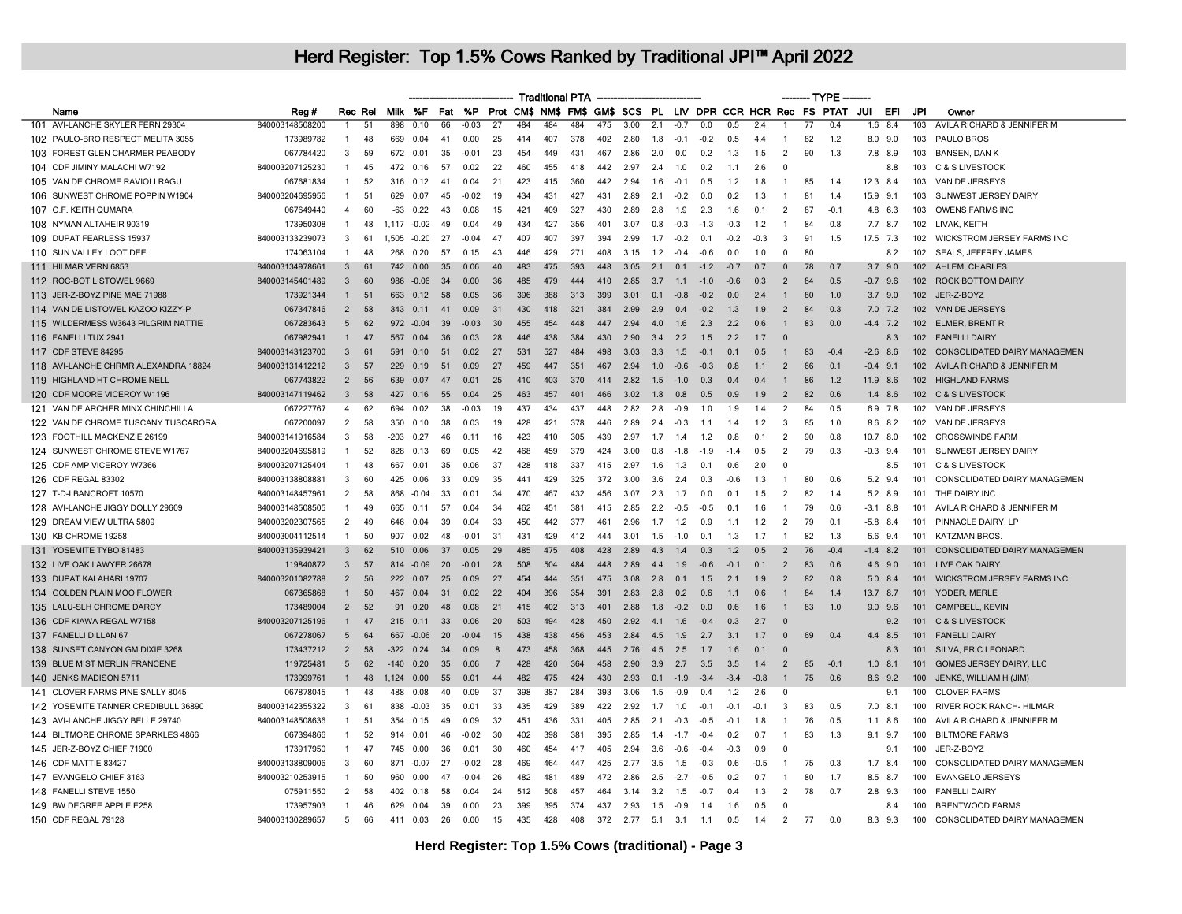# Herd Register: Top 1.5% Cows Ranked by Traditional JPI™ April 2022

| | Name | Reg # | Rec | Rel | Traditional PTA | | | | | | | | | | | | | | | TYPE | | | | | | |
|---|---|---|---|---|---|---|---|---|---|---|---|---|---|---|---|---|---|---|---|---|---|---|---|---|---|---|
| | | | | | **Milk** | **%F** | **Fat** | **%P** | **Prot** | **CM$** | **NM$** | **FM$** | **GM$** | **SCS** | **PL** | **LIV** | **DPR** | **CCR** | **HCR** | **Rec** | **FS** | **PTAT** | **JUI** | **EFI** | **JPI** | **Owner** |
| 101 | AVI-LANCHE SKYLER FERN 29304 | 840003148508200 | 1 | 51 | 898 | 0.10 | 66 | -0.03 | 27 | 484 | 484 | 484 | 475 | 3.00 | 2.1 | -0.7 | 0.0 | 0.5 | 2.4 | 1 | 77 | 0.4 | 1.6 | 8.4 | 103 | AVILA RICHARD & JENNIFER M |
| 102 | PAULO-BRO RESPECT MELITA 3055 | 173989782 | 1 | 48 | 669 | 0.04 | 41 | 0.00 | 25 | 414 | 407 | 378 | 402 | 2.80 | 1.8 | -0.1 | -0.2 | 0.5 | 4.4 | 1 | 82 | 1.2 | 8.0 | 9.0 | 103 | PAULO BROS |
| 103 | FOREST GLEN CHARMER PEABODY | 067784420 | 3 | 59 | 672 | 0.01 | 35 | -0.01 | 23 | 454 | 449 | 431 | 467 | 2.86 | 2.0 | 0.0 | 0.2 | 1.3 | 1.5 | 2 | 90 | 1.3 | 7.8 | 8.9 | 103 | BANSEN, DAN K |
| 104 | CDF JIMINY MALACHI W7192 | 840003207125230 | 1 | 45 | 472 | 0.16 | 57 | 0.02 | 22 | 460 | 455 | 418 | 442 | 2.97 | 2.4 | 1.0 | 0.2 | 1.1 | 2.6 | 0 | | | | 8.8 | 103 | C & S LIVESTOCK |
| 105 | VAN DE CHROME RAVIOLI RAGU | 067681834 | 1 | 52 | 316 | 0.12 | 41 | 0.04 | 21 | 423 | 415 | 360 | 442 | 2.94 | 1.6 | -0.1 | 0.5 | 1.2 | 1.8 | 1 | 85 | 1.4 | 12.3 | 8.4 | 103 | VAN DE JERSEYS |
| 106 | SUNWEST CHROME POPPIN W1904 | 840003204695956 | 1 | 51 | 629 | 0.07 | 45 | -0.02 | 19 | 434 | 431 | 427 | 431 | 2.89 | 2.1 | -0.2 | 0.0 | 0.2 | 1.3 | 1 | 81 | 1.4 | 15.9 | 9.1 | 103 | SUNWEST JERSEY DAIRY |
| 107 | O.F. KEITH QUMARA | 067649440 | 4 | 60 | -63 | 0.22 | 43 | 0.08 | 15 | 421 | 409 | 327 | 430 | 2.89 | 2.8 | 1.9 | 2.3 | 1.6 | 0.1 | 2 | 87 | -0.1 | 4.8 | 6.3 | 103 | OWENS FARMS INC |
| 108 | NYMAN ALTAHEIR 90319 | 173950308 | 1 | 48 | 1,117 | -0.02 | 49 | 0.04 | 49 | 434 | 427 | 356 | 401 | 3.07 | 0.8 | -0.3 | -1.3 | -0.3 | 1.2 | 1 | 84 | 0.8 | 7.7 | 8.7 | 102 | LIVAK, KEITH |
| 109 | DUPAT FEARLESS 15937 | 840003133239073 | 3 | 61 | 1,505 | -0.20 | 27 | -0.04 | 47 | 407 | 407 | 397 | 394 | 2.99 | 1.7 | -0.2 | 0.1 | -0.2 | -0.3 | 3 | 91 | 1.5 | 17.5 | 7.3 | 102 | WICKSTROM JERSEY FARMS INC |
| 110 | SUN VALLEY LOOT DEE | 174063104 | 1 | 48 | 268 | 0.20 | 57 | 0.15 | 43 | 446 | 429 | 271 | 408 | 3.15 | 1.2 | -0.4 | -0.6 | 0.0 | 1.0 | 0 | 80 | | | 8.2 | 102 | SEALS, JEFFREY JAMES |
| 111 | HILMAR VERN 6853 | 840003134978661 | 3 | 61 | 742 | 0.00 | 35 | 0.06 | 40 | 483 | 475 | 393 | 448 | 3.05 | 2.1 | 0.1 | -1.2 | -0.7 | 0.7 | 0 | 78 | 0.7 | 3.7 | 9.0 | 102 | AHLEM, CHARLES |
| 112 | ROC-BOT LISTOWEL 9669 | 840003145401489 | 3 | 60 | 986 | -0.06 | 34 | 0.00 | 36 | 485 | 479 | 444 | 410 | 2.85 | 3.7 | 1.1 | -1.0 | -0.6 | 0.3 | 2 | 84 | 0.5 | -0.7 | 9.6 | 102 | ROCK BOTTOM DAIRY |
| 113 | JER-Z-BOYZ PINE MAE 71988 | 173921344 | 1 | 51 | 663 | 0.12 | 58 | 0.05 | 36 | 396 | 388 | 313 | 399 | 3.01 | 0.1 | -0.8 | -0.2 | 0.0 | 2.4 | 1 | 80 | 1.0 | 3.7 | 9.0 | 102 | JER-Z-BOYZ |
| 114 | VAN DE LISTOWEL KAZOO KIZZY-P | 067347846 | 2 | 58 | 343 | 0.11 | 41 | 0.09 | 31 | 430 | 418 | 321 | 384 | 2.99 | 2.9 | 0.4 | -0.2 | 1.3 | 1.9 | 2 | 84 | 0.3 | 7.0 | 7.2 | 102 | VAN DE JERSEYS |
| 115 | WILDERMESS W3643 PILGRIM NATTIE | 067283643 | 5 | 62 | 972 | -0.04 | 39 | -0.03 | 30 | 455 | 454 | 448 | 447 | 2.94 | 4.0 | 1.6 | 2.3 | 2.2 | 0.6 | 1 | 83 | 0.0 | -4.4 | 7.2 | 102 | ELMER, BRENT R |
| 116 | FANELLI TUX 2941 | 067982941 | 1 | 47 | 567 | 0.04 | 36 | 0.03 | 28 | 446 | 438 | 384 | 430 | 2.90 | 3.4 | 2.2 | 1.5 | 2.2 | 1.7 | 0 | | | | 8.3 | 102 | FANELLI DAIRY |
| 117 | CDF STEVE 84295 | 840003143123700 | 3 | 61 | 591 | 0.10 | 51 | 0.02 | 27 | 531 | 527 | 484 | 498 | 3.03 | 3.3 | 1.5 | -0.1 | 0.1 | 0.5 | 1 | 83 | -0.4 | -2.6 | 8.6 | 102 | CONSOLIDATED DAIRY MANAGEMEN |
| 118 | AVI-LANCHE CHRMR ALEXANDRA 18824 | 840003131412212 | 3 | 57 | 229 | 0.19 | 51 | 0.09 | 27 | 459 | 447 | 351 | 467 | 2.94 | 1.0 | -0.6 | -0.3 | 0.8 | 1.1 | 2 | 66 | 0.1 | -0.4 | 9.1 | 102 | AVILA RICHARD & JENNIFER M |
| 119 | HIGHLAND HT CHROME NELL | 067743822 | 2 | 56 | 639 | 0.07 | 47 | 0.01 | 25 | 410 | 403 | 370 | 414 | 2.82 | 1.5 | -1.0 | 0.3 | 0.4 | 0.4 | 1 | 86 | 1.2 | 11.9 | 8.6 | 102 | HIGHLAND FARMS |
| 120 | CDF MOORE VICEROY W1196 | 840003147119462 | 3 | 58 | 427 | 0.16 | 55 | 0.04 | 25 | 463 | 457 | 401 | 466 | 3.02 | 1.8 | 0.8 | 0.5 | 0.9 | 1.9 | 2 | 82 | 0.6 | 1.4 | 8.6 | 102 | C & S LIVESTOCK |
| 121 | VAN DE ARCHER MINX CHINCHILLA | 067227767 | 4 | 62 | 694 | 0.02 | 38 | -0.03 | 19 | 437 | 434 | 437 | 448 | 2.82 | 2.8 | -0.9 | 1.0 | 1.9 | 1.4 | 2 | 84 | 0.5 | 6.9 | 7.8 | 102 | VAN DE JERSEYS |
| 122 | VAN DE CHROME TUSCANY TUSCARORA | 067200097 | 2 | 58 | 350 | 0.10 | 38 | 0.03 | 19 | 428 | 421 | 378 | 446 | 2.89 | 2.4 | -0.3 | 1.1 | 1.4 | 1.2 | 3 | 85 | 1.0 | 8.6 | 8.2 | 102 | VAN DE JERSEYS |
| 123 | FOOTHILL MACKENZIE 26199 | 840003141916584 | 3 | 58 | -203 | 0.27 | 46 | 0.11 | 16 | 423 | 410 | 305 | 439 | 2.97 | 1.7 | 1.4 | 1.2 | 0.8 | 0.1 | 2 | 90 | 0.8 | 10.7 | 8.0 | 102 | CROSSWINDS FARM |
| 124 | SUNWEST CHROME STEVE W1767 | 840003204695819 | 1 | 52 | 828 | 0.13 | 69 | 0.05 | 42 | 468 | 459 | 379 | 424 | 3.00 | 0.8 | -1.8 | -1.9 | -1.4 | 0.5 | 2 | 79 | 0.3 | -0.3 | 9.4 | 101 | SUNWEST JERSEY DAIRY |
| 125 | CDF AMP VICEROY W7366 | 840003207125404 | 1 | 48 | 667 | 0.01 | 35 | 0.06 | 37 | 428 | 418 | 337 | 415 | 2.97 | 1.6 | 1.3 | 0.1 | 0.6 | 2.0 | 0 | | | | 8.5 | 101 | C & S LIVESTOCK |
| 126 | CDF REGAL 83302 | 840003138808881 | 3 | 60 | 425 | 0.06 | 33 | 0.09 | 35 | 441 | 429 | 325 | 372 | 3.00 | 3.6 | 2.4 | 0.3 | -0.6 | 1.3 | 1 | 80 | 0.6 | 5.2 | 9.4 | 101 | CONSOLIDATED DAIRY MANAGEMEN |
| 127 | T-D-I BANCROFT 10570 | 840003148457961 | 2 | 58 | 868 | -0.04 | 33 | 0.01 | 34 | 470 | 467 | 432 | 456 | 3.07 | 2.3 | 1.7 | 0.0 | 0.1 | 1.5 | 2 | 82 | 1.4 | 5.2 | 8.9 | 101 | THE DAIRY INC. |
| 128 | AVI-LANCHE JIGGY DOLLY 29609 | 840003148508505 | 1 | 49 | 665 | 0.11 | 57 | 0.04 | 34 | 462 | 451 | 381 | 415 | 2.85 | 2.2 | -0.5 | -0.5 | 0.1 | 1.6 | 1 | 79 | 0.6 | -3.1 | 8.8 | 101 | AVILA RICHARD & JENNIFER M |
| 129 | DREAM VIEW ULTRA 5809 | 840003202307565 | 2 | 49 | 646 | 0.04 | 39 | 0.04 | 33 | 450 | 442 | 377 | 461 | 2.96 | 1.7 | 1.2 | 0.9 | 1.1 | 1.2 | 2 | 79 | 0.1 | -5.8 | 8.4 | 101 | PINNACLE DAIRY, LP |
| 130 | KB CHROME 19258 | 840003004112514 | 1 | 50 | 907 | 0.02 | 48 | -0.01 | 31 | 431 | 429 | 412 | 444 | 3.01 | 1.5 | -1.0 | 0.1 | 1.3 | 1.7 | 1 | 82 | 1.3 | 5.6 | 9.4 | 101 | KATZMAN BROS. |
| 131 | YOSEMITE TYBO 81483 | 840003135939421 | 3 | 62 | 510 | 0.06 | 37 | 0.05 | 29 | 485 | 475 | 408 | 428 | 2.89 | 4.3 | 1.4 | 0.3 | 1.2 | 0.5 | 2 | 76 | -0.4 | -1.4 | 8.2 | 101 | CONSOLIDATED DAIRY MANAGEMEN |
| 132 | LIVE OAK LAWYER 26678 | 119840872 | 3 | 57 | 814 | -0.09 | 20 | -0.01 | 28 | 508 | 504 | 484 | 448 | 2.89 | 4.4 | 1.9 | -0.6 | -0.1 | 0.1 | 2 | 83 | 0.6 | 4.6 | 9.0 | 101 | LIVE OAK DAIRY |
| 133 | DUPAT KALAHARI 19707 | 840003201082788 | 2 | 56 | 222 | 0.07 | 25 | 0.09 | 27 | 454 | 444 | 351 | 475 | 3.08 | 2.8 | 0.1 | 1.5 | 2.1 | 1.9 | 2 | 82 | 0.8 | 5.0 | 8.4 | 101 | WICKSTROM JERSEY FARMS INC |
| 134 | GOLDEN PLAIN MOO FLOWER | 067365868 | 1 | 50 | 467 | 0.04 | 31 | 0.02 | 22 | 404 | 396 | 354 | 391 | 2.83 | 2.8 | 0.2 | 0.6 | 1.1 | 0.6 | 1 | 84 | 1.4 | 13.7 | 8.7 | 101 | YODER, MERLE |
| 135 | LALU-SLH CHROME DARCY | 173489004 | 2 | 52 | 91 | 0.20 | 48 | 0.08 | 21 | 415 | 402 | 313 | 401 | 2.88 | 1.8 | -0.2 | 0.0 | 0.6 | 1.6 | 1 | 83 | 1.0 | 9.0 | 9.6 | 101 | CAMPBELL, KEVIN |
| 136 | CDF KIAWA REGAL W7158 | 840003207125196 | 1 | 47 | 215 | 0.11 | 33 | 0.06 | 20 | 503 | 494 | 428 | 450 | 2.92 | 4.1 | 1.6 | -0.4 | 0.3 | 2.7 | 0 | | | | 9.2 | 101 | C & S LIVESTOCK |
| 137 | FANELLI DILLAN 67 | 067278067 | 5 | 64 | 667 | -0.06 | 20 | -0.04 | 15 | 438 | 438 | 456 | 453 | 2.84 | 4.5 | 1.9 | 2.7 | 3.1 | 1.7 | 0 | 69 | 0.4 | 4.4 | 8.5 | 101 | FANELLI DAIRY |
| 138 | SUNSET CANYON GM DIXIE 3268 | 173437212 | 2 | 58 | -322 | 0.24 | 34 | 0.09 | 8 | 473 | 458 | 368 | 445 | 2.76 | 4.5 | 2.5 | 1.7 | 1.6 | 0.1 | 0 | | | | 8.3 | 101 | SILVA, ERIC LEONARD |
| 139 | BLUE MIST MERLIN FRANCENE | 119725481 | 5 | 62 | -140 | 0.20 | 35 | 0.06 | 7 | 428 | 420 | 364 | 458 | 2.90 | 3.9 | 2.7 | 3.5 | 3.5 | 1.4 | 2 | 85 | -0.1 | 1.0 | 8.1 | 101 | GOMES JERSEY DAIRY, LLC |
| 140 | JENKS MADISON 5711 | 173999761 | 1 | 48 | 1,124 | 0.00 | 55 | 0.01 | 44 | 482 | 475 | 424 | 430 | 2.93 | 0.1 | -1.9 | -3.4 | -3.4 | -0.8 | 1 | 75 | 0.6 | 8.6 | 9.2 | 100 | JENKS, WILLIAM H (JIM) |
| 141 | CLOVER FARMS PINE SALLY 8045 | 067878045 | 1 | 48 | 488 | 0.08 | 40 | 0.09 | 37 | 398 | 387 | 284 | 393 | 3.06 | 1.5 | -0.9 | 0.4 | 1.2 | 2.6 | 0 | | | | 9.1 | 100 | CLOVER FARMS |
| 142 | YOSEMITE TANNER CREDIBULL 36890 | 840003142355322 | 3 | 61 | 838 | -0.03 | 35 | 0.01 | 33 | 435 | 429 | 389 | 422 | 2.92 | 1.7 | 1.0 | -0.1 | -0.1 | -0.1 | 3 | 83 | 0.5 | 7.0 | 8.1 | 100 | RIVER ROCK RANCH- HILMAR |
| 143 | AVI-LANCHE JIGGY BELLE 29740 | 840003148508636 | 1 | 51 | 354 | 0.15 | 49 | 0.09 | 32 | 451 | 436 | 331 | 405 | 2.85 | 2.1 | -0.3 | -0.5 | -0.1 | 1.8 | 1 | 76 | 0.5 | 1.1 | 8.6 | 100 | AVILA RICHARD & JENNIFER M |
| 144 | BILTMORE CHROME SPARKLES 4866 | 067394866 | 1 | 52 | 914 | 0.01 | 46 | -0.02 | 30 | 402 | 398 | 381 | 395 | 2.85 | 1.4 | -1.7 | -0.4 | 0.2 | 0.7 | 1 | 83 | 1.3 | 9.1 | 9.7 | 100 | BILTMORE FARMS |
| 145 | JER-Z-BOYZ CHIEF 71900 | 173917950 | 1 | 47 | 745 | 0.00 | 36 | 0.01 | 30 | 460 | 454 | 417 | 405 | 2.94 | 3.6 | -0.6 | -0.4 | -0.3 | 0.9 | 0 | | | | 9.1 | 100 | JER-Z-BOYZ |
| 146 | CDF MATTIE 83427 | 840003138809006 | 3 | 60 | 871 | -0.07 | 27 | -0.02 | 28 | 469 | 464 | 447 | 425 | 2.77 | 3.5 | 1.5 | -0.3 | 0.6 | -0.5 | 1 | 75 | 0.3 | 1.7 | 8.4 | 100 | CONSOLIDATED DAIRY MANAGEMEN |
| 147 | EVANGELO CHIEF 3163 | 840003210253915 | 1 | 50 | 960 | 0.00 | 47 | -0.04 | 26 | 482 | 481 | 489 | 472 | 2.86 | 2.5 | -2.7 | -0.5 | 0.2 | 0.7 | 1 | 80 | 1.7 | 8.5 | 8.7 | 100 | EVANGELO JERSEYS |
| 148 | FANELLI STEVE 1550 | 075911550 | 2 | 58 | 402 | 0.18 | 58 | 0.04 | 24 | 512 | 508 | 457 | 464 | 3.14 | 3.2 | 1.5 | -0.7 | 0.4 | 1.3 | 2 | 78 | 0.7 | 2.8 | 9.3 | 100 | FANELLI DAIRY |
| 149 | BW DEGREE APPLE E258 | 173957903 | 1 | 46 | 629 | 0.04 | 39 | 0.00 | 23 | 399 | 395 | 374 | 437 | 2.93 | 1.5 | -0.9 | 1.4 | 1.6 | 0.5 | 0 | | | | 8.4 | 100 | BRENTWOOD FARMS |
| 150 | CDF REGAL 79128 | 840003130289657 | 5 | 66 | 411 | 0.03 | 26 | 0.00 | 15 | 435 | 428 | 408 | 372 | 2.77 | 5.1 | 3.1 | 1.1 | 0.5 | 1.4 | 2 | 77 | 0.0 | 8.3 | 9.3 | 100 | CONSOLIDATED DAIRY MANAGEMEN |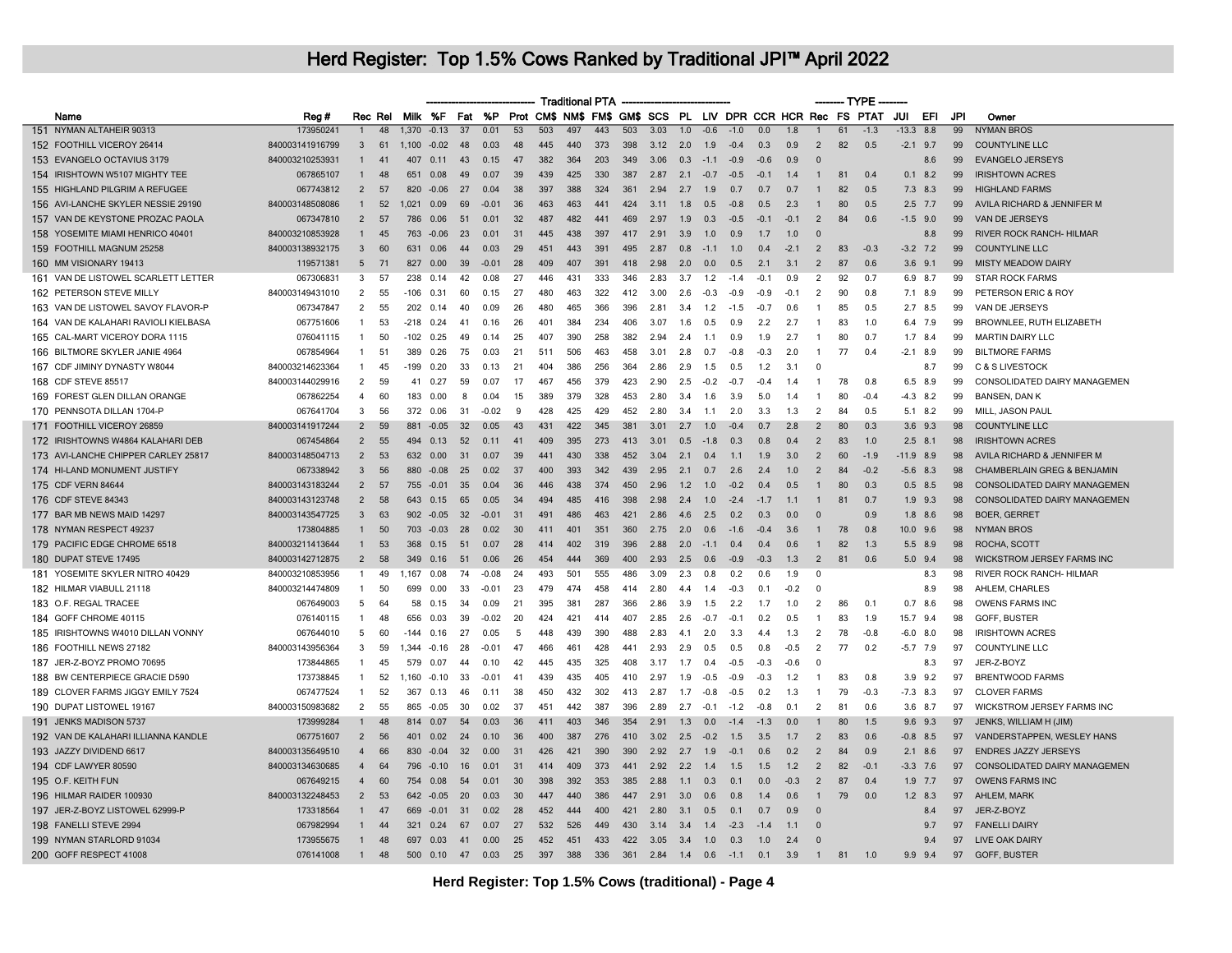# Herd Register: Top 1.5% Cows Ranked by Traditional JPI™ April 2022

| | | | | | Traditional PTA | | | | | | | | | | | | | | | TYPE | | | | | | |
|---|---|---|---|---|---|---|---|---|---|---|---|---|---|---|---|---|---|---|---|---|---|---|---|---|---|---|
| | Name | Reg # | Rec | Rel | Milk | %F | Fat | %P | Prot | CM$ | NM$ | FM$ | GM$ | SCS | PL | LIV | DPR | CCR | HCR | Rec | FS | PTAT | JUI | EFI | JPI | Owner |
| 151 | NYMAN ALTAHEIR 90313 | 173950241 | 1 | 48 | 1,370 | -0.13 | 37 | 0.01 | 53 | 503 | 497 | 443 | 503 | 3.03 | 1.0 | -0.6 | -1.0 | 0.0 | 1.8 | 1 | 61 | -1.3 | -13.3 | 8.8 | 99 | NYMAN BROS |
| 152 | FOOTHILL VICEROY 26414 | 840003141916799 | 3 | 61 | 1,100 | -0.02 | 48 | 0.03 | 48 | 445 | 440 | 373 | 398 | 3.12 | 2.0 | 1.9 | -0.4 | 0.3 | 0.9 | 2 | 82 | 0.5 | -2.1 | 9.7 | 99 | COUNTYLINE LLC |
| 153 | EVANGELO OCTAVIUS 3179 | 840003210253931 | 1 | 41 | 407 | 0.11 | 43 | 0.15 | 47 | 382 | 364 | 203 | 349 | 3.06 | 0.3 | -1.1 | -0.9 | -0.6 | 0.9 | 0 | | | | 8.6 | 99 | EVANGELO JERSEYS |
| 154 | IRISHTOWN W5107 MIGHTY TEE | 067865107 | 1 | 48 | 651 | 0.08 | 49 | 0.07 | 39 | 439 | 425 | 330 | 387 | 2.87 | 2.1 | -0.7 | -0.5 | -0.1 | 1.4 | 1 | 81 | 0.4 | 0.1 | 8.2 | 99 | IRISHTOWN ACRES |
| 155 | HIGHLAND PILGRIM A REFUGEE | 067743812 | 2 | 57 | 820 | -0.06 | 27 | 0.04 | 38 | 397 | 388 | 324 | 361 | 2.94 | 2.7 | 1.9 | 0.7 | 0.7 | 0.7 | 1 | 82 | 0.5 | 7.3 | 8.3 | 99 | HIGHLAND FARMS |
| 156 | AVI-LANCHE SKYLER NESSIE 29190 | 840003148508086 | 1 | 52 | 1,021 | 0.09 | 69 | -0.01 | 36 | 463 | 463 | 441 | 424 | 3.11 | 1.8 | 0.5 | -0.8 | 0.5 | 2.3 | 1 | 80 | 0.5 | 2.5 | 7.7 | 99 | AVILA RICHARD & JENNIFER M |
| 157 | VAN DE KEYSTONE PROZAC PAOLA | 067347810 | 2 | 57 | 786 | 0.06 | 51 | 0.01 | 32 | 487 | 482 | 441 | 469 | 2.97 | 1.9 | 0.3 | -0.5 | -0.1 | -0.1 | 2 | 84 | 0.6 | -1.5 | 9.0 | 99 | VAN DE JERSEYS |
| 158 | YOSEMITE MIAMI HENRICO 40401 | 840003210853928 | 1 | 45 | 763 | -0.06 | 23 | 0.01 | 31 | 445 | 438 | 397 | 417 | 2.91 | 3.9 | 1.0 | 0.9 | 1.7 | 1.0 | 0 | | | | 8.8 | 99 | RIVER ROCK RANCH- HILMAR |
| 159 | FOOTHILL MAGNUM 25258 | 840003138932175 | 3 | 60 | 631 | 0.06 | 44 | 0.03 | 29 | 451 | 443 | 391 | 495 | 2.87 | 0.8 | -1.1 | 1.0 | 0.4 | -2.1 | 2 | 83 | -0.3 | -3.2 | 7.2 | 99 | COUNTYLINE LLC |
| 160 | MM VISIONARY 19413 | 119571381 | 5 | 71 | 827 | 0.00 | 39 | -0.01 | 28 | 409 | 407 | 391 | 418 | 2.98 | 2.0 | 0.0 | 0.5 | 2.1 | 3.1 | 2 | 87 | 0.6 | 3.6 | 9.1 | 99 | MISTY MEADOW DAIRY |
| 161 | VAN DE LISTOWEL SCARLETT LETTER | 067306831 | 3 | 57 | 238 | 0.14 | 42 | 0.08 | 27 | 446 | 431 | 333 | 346 | 2.83 | 3.7 | 1.2 | -1.4 | -0.1 | 0.9 | 2 | 92 | 0.7 | 6.9 | 8.7 | 99 | STAR ROCK FARMS |
| 162 | PETERSON STEVE MILLY | 840003149431010 | 2 | 55 | -106 | 0.31 | 60 | 0.15 | 27 | 480 | 463 | 322 | 412 | 3.00 | 2.6 | -0.3 | -0.9 | -0.9 | -0.1 | 2 | 90 | 0.8 | 7.1 | 8.9 | 99 | PETERSON ERIC & ROY |
| 163 | VAN DE LISTOWEL SAVOY FLAVOR-P | 067347847 | 2 | 55 | 202 | 0.14 | 40 | 0.09 | 26 | 480 | 465 | 366 | 396 | 2.81 | 3.4 | 1.2 | -1.5 | -0.7 | 0.6 | 1 | 85 | 0.5 | 2.7 | 8.5 | 99 | VAN DE JERSEYS |
| 164 | VAN DE KALAHARI RAVIOLI KIELBASA | 067751606 | 1 | 53 | -218 | 0.24 | 41 | 0.16 | 26 | 401 | 384 | 234 | 406 | 3.07 | 1.6 | 0.5 | 0.9 | 2.2 | 2.7 | 1 | 83 | 1.0 | 6.4 | 7.9 | 99 | BROWNLEE, RUTH ELIZABETH |
| 165 | CAL-MART VICEROY DORA 1115 | 076041115 | 1 | 50 | -102 | 0.25 | 49 | 0.14 | 25 | 407 | 390 | 258 | 382 | 2.94 | 2.4 | 1.1 | 0.9 | 1.9 | 2.7 | 1 | 80 | 0.7 | 1.7 | 8.4 | 99 | MARTIN DAIRY LLC |
| 166 | BILTMORE SKYLER JANIE 4964 | 067854964 | 1 | 51 | 389 | 0.26 | 75 | 0.03 | 21 | 511 | 506 | 463 | 458 | 3.01 | 2.8 | 0.7 | -0.8 | -0.3 | 2.0 | 1 | 77 | 0.4 | -2.1 | 8.9 | 99 | BILTMORE FARMS |
| 167 | CDF JIMINY DYNASTY W8044 | 840003214623364 | 1 | 45 | -199 | 0.20 | 33 | 0.13 | 21 | 404 | 386 | 256 | 364 | 2.86 | 2.9 | 1.5 | 0.5 | 1.2 | 3.1 | 0 | | | | 8.7 | 99 | C & S LIVESTOCK |
| 168 | CDF STEVE 85517 | 840003144029916 | 2 | 59 | 41 | 0.27 | 59 | 0.07 | 17 | 467 | 456 | 379 | 423 | 2.90 | 2.5 | -0.2 | -0.7 | -0.4 | 1.4 | 1 | 78 | 0.8 | 6.5 | 8.9 | 99 | CONSOLIDATED DAIRY MANAGEMEN |
| 169 | FOREST GLEN DILLAN ORANGE | 067862254 | 4 | 60 | 183 | 0.00 | 8 | 0.04 | 15 | 389 | 379 | 328 | 453 | 2.80 | 3.4 | 1.6 | 3.9 | 5.0 | 1.4 | 1 | 80 | -0.4 | -4.3 | 8.2 | 99 | BANSEN, DAN K |
| 170 | PENNSOTA DILLAN 1704-P | 067641704 | 3 | 56 | 372 | 0.06 | 31 | -0.02 | 9 | 428 | 425 | 429 | 452 | 2.80 | 3.4 | 1.1 | 2.0 | 3.3 | 1.3 | 2 | 84 | 0.5 | 5.1 | 8.2 | 99 | MILL, JASON PAUL |
| 171 | FOOTHILL VICEROY 26859 | 840003141917244 | 2 | 59 | 881 | -0.05 | 32 | 0.05 | 43 | 431 | 422 | 345 | 381 | 3.01 | 2.7 | 1.0 | -0.4 | 0.7 | 2.8 | 2 | 80 | 0.3 | 3.6 | 9.3 | 98 | COUNTYLINE LLC |
| 172 | IRISHTOWNS W4864 KALAHARI DEB | 067454864 | 2 | 55 | 494 | 0.13 | 52 | 0.11 | 41 | 409 | 395 | 273 | 413 | 3.01 | 0.5 | -1.8 | 0.3 | 0.8 | 0.4 | 2 | 83 | 1.0 | 2.5 | 8.1 | 98 | IRISHTOWN ACRES |
| 173 | AVI-LANCHE CHIPPER CARLEY 25817 | 840003148504713 | 2 | 53 | 632 | 0.00 | 31 | 0.07 | 39 | 441 | 430 | 338 | 452 | 3.04 | 2.1 | 0.4 | 1.1 | 1.9 | 3.0 | 2 | 60 | -1.9 | -11.9 | 8.9 | 98 | AVILA RICHARD & JENNIFER M |
| 174 | HI-LAND MONUMENT JUSTIFY | 067338942 | 3 | 56 | 880 | -0.08 | 25 | 0.02 | 37 | 400 | 393 | 342 | 439 | 2.95 | 2.1 | 0.7 | 2.6 | 2.4 | 1.0 | 2 | 84 | -0.2 | -5.6 | 8.3 | 98 | CHAMBERLAIN GREG & BENJAMIN |
| 175 | CDF VERN 84644 | 840003143183244 | 2 | 57 | 755 | -0.01 | 35 | 0.04 | 36 | 446 | 438 | 374 | 450 | 2.96 | 1.2 | 1.0 | -0.2 | 0.4 | 0.5 | 1 | 80 | 0.3 | 0.5 | 8.5 | 98 | CONSOLIDATED DAIRY MANAGEMEN |
| 176 | CDF STEVE 84343 | 840003143123748 | 2 | 58 | 643 | 0.15 | 65 | 0.05 | 34 | 494 | 485 | 416 | 398 | 2.98 | 2.4 | 1.0 | -2.4 | -1.7 | 1.1 | 1 | 81 | 0.7 | 1.9 | 9.3 | 98 | CONSOLIDATED DAIRY MANAGEMEN |
| 177 | BAR MB NEWS MAID 14297 | 840003143547725 | 3 | 63 | 902 | -0.05 | 47 | -0.01 | 31 | 491 | 486 | 463 | 421 | 2.86 | 4.6 | 2.5 | 0.2 | 0.3 | 0.0 | 0 | | 0.9 | 1.8 | 8.6 | 98 | BOER, GERRET |
| 178 | NYMAN RESPECT 49237 | 173804885 | 1 | 50 | 703 | -0.03 | 28 | 0.02 | 30 | 411 | 401 | 351 | 360 | 2.75 | 2.0 | 0.6 | -1.6 | -0.4 | 3.6 | 1 | 78 | 0.8 | 10.0 | 9.6 | 98 | NYMAN BROS |
| 179 | PACIFIC EDGE CHROME 6518 | 840003211413644 | 1 | 53 | 368 | 0.15 | 51 | 0.07 | 28 | 414 | 402 | 319 | 396 | 2.88 | 2.0 | -1.1 | 0.4 | 0.4 | 0.6 | 1 | 82 | 1.3 | 5.5 | 8.9 | 98 | ROCHA, SCOTT |
| 180 | DUPAT STEVE 17495 | 840003142712875 | 2 | 58 | 349 | 0.16 | 51 | 0.06 | 26 | 454 | 444 | 369 | 400 | 2.93 | 2.5 | 0.6 | -0.9 | -0.3 | 1.3 | 2 | 81 | 0.6 | 5.0 | 9.4 | 98 | WICKSTROM JERSEY FARMS INC |
| 181 | YOSEMITE SKYLER NITRO 40429 | 840003210853956 | 1 | 49 | 1,167 | 0.08 | 74 | -0.08 | 24 | 493 | 501 | 555 | 486 | 3.09 | 2.3 | 0.8 | 0.2 | 0.6 | 1.9 | 0 | | | | 8.3 | 98 | RIVER ROCK RANCH- HILMAR |
| 182 | HILMAR VIABULL 21118 | 840003214474809 | 1 | 50 | 699 | 0.00 | 33 | -0.01 | 23 | 479 | 474 | 458 | 414 | 2.80 | 4.4 | 1.4 | -0.3 | 0.1 | -0.2 | 0 | | | | 8.9 | 98 | AHLEM, CHARLES |
| 183 | O.F. REGAL TRACEE | 067649003 | 5 | 64 | 58 | 0.15 | 34 | 0.09 | 21 | 395 | 381 | 287 | 366 | 2.86 | 3.9 | 1.5 | 2.2 | 1.7 | 1.0 | 2 | 86 | 0.1 | 0.7 | 8.6 | 98 | OWENS FARMS INC |
| 184 | GOFF CHROME 40115 | 076140115 | 1 | 48 | 656 | 0.03 | 39 | -0.02 | 20 | 424 | 421 | 414 | 407 | 2.85 | 2.6 | -0.7 | -0.1 | 0.2 | 0.5 | 1 | 83 | 1.9 | 15.7 | 9.4 | 98 | GOFF, BUSTER |
| 185 | IRISHTOWNS W4010 DILLAN VONNY | 067644010 | 5 | 60 | -144 | 0.16 | 27 | 0.05 | 5 | 448 | 439 | 390 | 488 | 2.83 | 4.1 | 2.0 | 3.3 | 4.4 | 1.3 | 2 | 78 | -0.8 | -6.0 | 8.0 | 98 | IRISHTOWN ACRES |
| 186 | FOOTHILL NEWS 27182 | 840003143956364 | 3 | 59 | 1,344 | -0.16 | 28 | -0.01 | 47 | 466 | 461 | 428 | 441 | 2.93 | 2.9 | 0.5 | 0.5 | 0.8 | -0.5 | 2 | 77 | 0.2 | -5.7 | 7.9 | 97 | COUNTYLINE LLC |
| 187 | JER-Z-BOYZ PROMO 70695 | 173844865 | 1 | 45 | 579 | 0.07 | 44 | 0.10 | 42 | 445 | 435 | 325 | 408 | 3.17 | 1.7 | 0.4 | -0.5 | -0.3 | -0.6 | 0 | | | | 8.3 | 97 | JER-Z-BOYZ |
| 188 | BW CENTERPIECE GRACIE D590 | 173738845 | 1 | 52 | 1,160 | -0.10 | 33 | -0.01 | 41 | 439 | 435 | 405 | 410 | 2.97 | 1.9 | -0.5 | -0.9 | -0.3 | 1.2 | 1 | 83 | 0.8 | 3.9 | 9.2 | 97 | BRENTWOOD FARMS |
| 189 | CLOVER FARMS JIGGY EMILY 7524 | 067477524 | 1 | 52 | 367 | 0.13 | 46 | 0.11 | 38 | 450 | 432 | 302 | 413 | 2.87 | 1.7 | -0.8 | -0.5 | 0.2 | 1.3 | 1 | 79 | -0.3 | -7.3 | 8.3 | 97 | CLOVER FARMS |
| 190 | DUPAT LISTOWEL 19167 | 840003150983682 | 2 | 55 | 865 | -0.05 | 30 | 0.02 | 37 | 451 | 442 | 387 | 396 | 2.89 | 2.7 | -0.1 | -1.2 | -0.8 | 0.1 | 2 | 81 | 0.6 | 3.6 | 8.7 | 97 | WICKSTROM JERSEY FARMS INC |
| 191 | JENKS MADISON 5737 | 173999284 | 1 | 48 | 814 | 0.07 | 54 | 0.03 | 36 | 411 | 403 | 346 | 354 | 2.91 | 1.3 | 0.0 | -1.4 | -1.3 | 0.0 | 1 | 80 | 1.5 | 9.6 | 9.3 | 97 | JENKS, WILLIAM H (JIM) |
| 192 | VAN DE KALAHARI ILLIANNA KANDLE | 067751607 | 2 | 56 | 401 | 0.02 | 24 | 0.10 | 36 | 400 | 387 | 276 | 410 | 3.02 | 2.5 | -0.2 | 1.5 | 3.5 | 1.7 | 2 | 83 | 0.6 | -0.8 | 8.5 | 97 | VANDERSTAPPEN, WESLEY HANS |
| 193 | JAZZY DIVIDEND 6617 | 840003135649510 | 4 | 66 | 830 | -0.04 | 32 | 0.00 | 31 | 426 | 421 | 390 | 390 | 2.92 | 2.7 | 1.9 | -0.1 | 0.6 | 0.2 | 2 | 84 | 0.9 | 2.1 | 8.6 | 97 | ENDRES JAZZY JERSEYS |
| 194 | CDF LAWYER 80590 | 840003134630685 | 4 | 64 | 796 | -0.10 | 16 | 0.01 | 31 | 414 | 409 | 373 | 441 | 2.92 | 2.2 | 1.4 | 1.5 | 1.5 | 1.2 | 2 | 82 | -0.1 | -3.3 | 7.6 | 97 | CONSOLIDATED DAIRY MANAGEMEN |
| 195 | O.F. KEITH FUN | 067649215 | 4 | 60 | 754 | 0.08 | 54 | 0.01 | 30 | 398 | 392 | 353 | 385 | 2.88 | 1.1 | 0.3 | 0.1 | 0.0 | -0.3 | 2 | 87 | 0.4 | 1.9 | 7.7 | 97 | OWENS FARMS INC |
| 196 | HILMAR RAIDER 100930 | 840003132248453 | 2 | 53 | 642 | -0.05 | 20 | 0.03 | 30 | 447 | 440 | 386 | 447 | 2.91 | 3.0 | 0.6 | 0.8 | 1.4 | 0.6 | 1 | 79 | 0.0 | 1.2 | 8.3 | 97 | AHLEM, MARK |
| 197 | JER-Z-BOYZ LISTOWEL 62999-P | 173318564 | 1 | 47 | 669 | -0.01 | 31 | 0.02 | 28 | 452 | 444 | 400 | 421 | 2.80 | 3.1 | 0.5 | 0.1 | 0.7 | 0.9 | 0 | | | | 8.4 | 97 | JER-Z-BOYZ |
| 198 | FANELLI STEVE 2994 | 067982994 | 1 | 44 | 321 | 0.24 | 67 | 0.07 | 27 | 532 | 526 | 449 | 430 | 3.14 | 3.4 | 1.4 | -2.3 | -1.4 | 1.1 | 0 | | | | 9.7 | 97 | FANELLI DAIRY |
| 199 | NYMAN STARLORD 91034 | 173955675 | 1 | 48 | 697 | 0.03 | 41 | 0.00 | 25 | 452 | 451 | 433 | 422 | 3.05 | 3.4 | 1.0 | 0.3 | 1.0 | 2.4 | 0 | | | | 9.4 | 97 | LIVE OAK DAIRY |
| 200 | GOFF RESPECT 41008 | 076141008 | 1 | 48 | 500 | 0.10 | 47 | 0.03 | 25 | 397 | 388 | 336 | 361 | 2.84 | 1.4 | 0.6 | -1.1 | 0.1 | 3.9 | 1 | 81 | 1.0 | 9.9 | 9.4 | 97 | GOFF, BUSTER |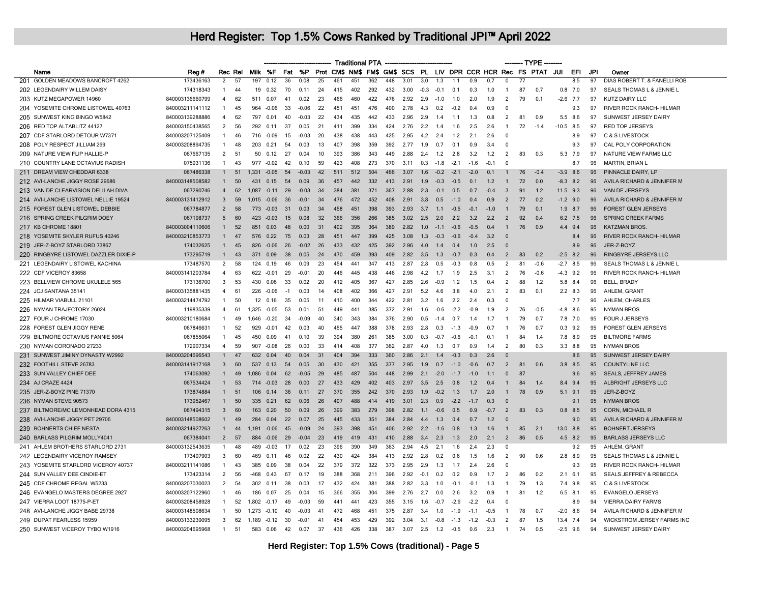# Herd Register: Top 1.5% Cows Ranked by Traditional JPI™ April 2022

| | Name | Reg # | Rec | Rel | Traditional PTA | | | | | | | | | | | | | | | TYPE | | | | | | |
|---|---|---|---|---|---|---|---|---|---|---|---|---|---|---|---|---|---|---|---|---|---|---|---|---|---|---|
| | | | | | Milk | %F | Fat | %P | Prot | CM$ | NM$ | FM$ | GM$ | SCS | PL | LIV | DPR | CCR | HCR | Rec | FS | PTAT | JUI | EFI | JPI | Owner |
| 201 | GOLDEN MEADOWS BANCROFT 4262 | 173436163 | 2 | 57 | 197 | 0.12 | 36 | 0.08 | 25 | 461 | 451 | 362 | 448 | 3.01 | 3.0 | 1.3 | 1.1 | 0.9 | 0.7 | 0 | 77 | | | 8.5 | 97 | DIAS ROBERT T. & FANELLI ROB |
| 202 | LEGENDAIRY WILLEM DAISY | 174318343 | 1 | 44 | 19 | 0.32 | 70 | 0.11 | 24 | 415 | 402 | 292 | 432 | 3.00 | -0.3 | -0.1 | 0.1 | 0.3 | 1.0 | 1 | 87 | 0.7 | 0.8 | 7.0 | 97 | SEALS THOMAS L & JENNIE L |
| 203 | KUTZ MEGAPOWER 14960 | 840003136660799 | 4 | 62 | 511 | 0.07 | 41 | 0.02 | 23 | 466 | 460 | 422 | 476 | 2.92 | 2.9 | -1.0 | 1.0 | 2.0 | 1.9 | 2 | 79 | 0.1 | -2.6 | 7.7 | 97 | KUTZ DAIRY LLC |
| 204 | YOSEMITE CHROME LISTOWEL 40763 | 840003211141112 | 1 | 45 | 964 | -0.06 | 33 | -0.06 | 22 | 451 | 451 | 476 | 400 | 2.78 | 4.3 | 0.2 | -0.2 | 0.4 | 0.9 | 0 | | | | 9.3 | 97 | RIVER ROCK RANCH- HILMAR |
| 205 | SUNWEST KING BINGO W5842 | 840003139288886 | 4 | 62 | 797 | 0.01 | 40 | -0.03 | 22 | 434 | 435 | 442 | 433 | 2.96 | 2.9 | 1.4 | 1.1 | 1.3 | 0.8 | 2 | 81 | 0.9 | 5.5 | 8.6 | 97 | SUNWEST JERSEY DAIRY |
| 206 | RED TOP ALTABLITZ 44127 | 840003150438565 | 2 | 56 | 292 | 0.11 | 37 | 0.05 | 21 | 411 | 399 | 334 | 424 | 2.76 | 2.2 | 1.4 | 1.6 | 2.5 | 2.6 | 1 | 72 | -1.4 | -10.5 | 8.5 | 97 | RED TOP JERSEYS |
| 207 | CDF STARLORD DETOUR W7371 | 840003207125409 | 1 | 46 | 716 | -0.09 | 15 | -0.03 | 20 | 438 | 438 | 443 | 425 | 2.95 | 4.2 | 2.4 | 1.2 | 2.1 | 2.6 | 0 | | | | 8.9 | 97 | C & S LIVESTOCK |
| 208 | POLY RESPECT JILLIAM 269 | 840003208894735 | 1 | 48 | 203 | 0.21 | 54 | 0.03 | 13 | 407 | 398 | 359 | 392 | 2.77 | 1.9 | 0.7 | 0.1 | 0.9 | 3.4 | 0 | | | | 9.3 | 97 | CAL POLY CORPORATION |
| 209 | NATURE VIEW FLIP HALLIE-P | 067667135 | 2 | 51 | 50 | 0.12 | 27 | 0.04 | 10 | 393 | 386 | 343 | 449 | 2.88 | 2.4 | 1.2 | 2.8 | 3.2 | 1.2 | 2 | 83 | 0.3 | 5.3 | 7.9 | 97 | NATURE VIEW FARMS LLC |
| 210 | COUNTRY LANE OCTAVIUS RADISH | 075931136 | 1 | 43 | 977 | -0.02 | 42 | 0.10 | 59 | 423 | 408 | 273 | 370 | 3.11 | 0.3 | -1.8 | -2.1 | -1.6 | -0.1 | 0 | | | | 8.7 | 96 | MARTIN, BRIAN L |
| 211 | DREAM VIEW CHEDDAR 6338 | 067486338 | 1 | 51 | 1,331 | -0.05 | 54 | -0.03 | 42 | 511 | 512 | 504 | 466 | 3.07 | 1.6 | -0.2 | -2.1 | -2.0 | 0.1 | 1 | 76 | -0.4 | -3.9 | 8.6 | 96 | PINNACLE DAIRY, LP |
| 212 | AVI-LANCHE JIGGY ROSE 29686 | 840003148508582 | 1 | 50 | 431 | 0.15 | 54 | 0.09 | 36 | 457 | 442 | 332 | 413 | 2.91 | 1.9 | -0.3 | -0.5 | 0.1 | 1.2 | 1 | 72 | 0.0 | -8.3 | 8.2 | 96 | AVILA RICHARD & JENNIFER M |
| 213 | VAN DE CLEARVISION DELILAH DIVA | 067290746 | 4 | 62 | 1,087 | -0.11 | 29 | -0.03 | 34 | 384 | 381 | 371 | 367 | 2.88 | 2.3 | -0.1 | 0.5 | 0.7 | -0.4 | 3 | 91 | 1.2 | 11.5 | 9.3 | 96 | VAN DE JERSEYS |
| 214 | AVI-LANCHE LISTOWEL NELLIE 19524 | 840003131412912 | 3 | 59 | 1,015 | -0.06 | 36 | -0.01 | 34 | 476 | 472 | 452 | 408 | 2.91 | 3.8 | 0.5 | -1.0 | 0.4 | 0.9 | 2 | 77 | 0.2 | -1.2 | 9.0 | 96 | AVILA RICHARD & JENNIFER M |
| 215 | FOREST GLEN LISTOWEL DEBBIE | 067784877 | 2 | 58 | 773 | -0.03 | 31 | 0.03 | 34 | 458 | 451 | 398 | 393 | 2.93 | 3.7 | 1.1 | -0.5 | -0.1 | -1.0 | 1 | 79 | 0.1 | 1.9 | 8.7 | 96 | FOREST GLEN JERSEYS |
| 216 | SPRING CREEK PILGRIM DOEY | 067198737 | 5 | 60 | 423 | -0.03 | 15 | 0.08 | 32 | 366 | 356 | 266 | 385 | 3.02 | 2.5 | 2.0 | 2.2 | 3.2 | 2.2 | 2 | 92 | 0.4 | 6.2 | 7.5 | 96 | SPRING CREEK FARMS |
| 217 | KB CHROME 18801 | 840003004110606 | 1 | 52 | 851 | 0.03 | 48 | 0.00 | 31 | 402 | 395 | 364 | 389 | 2.82 | 1.0 | -1.1 | -0.6 | -0.5 | 0.4 | 1 | 76 | 0.9 | 4.4 | 9.4 | 96 | KATZMAN BROS. |
| 218 | YOSEMITE SKYLER RUFUS 40246 | 840003210853773 | 1 | 47 | 576 | 0.22 | 75 | 0.03 | 28 | 451 | 447 | 399 | 425 | 3.08 | 1.3 | -0.3 | -0.6 | -0.4 | 3.2 | 0 | | | | 8.4 | 96 | RIVER ROCK RANCH- HILMAR |
| 219 | JER-Z-BOYZ CHARLOTT 73867 | 174032625 | 1 | 45 | 826 | -0.06 | 26 | -0.02 | 26 | 433 | 432 | 425 | 392 | 2.96 | 4.0 | 1.4 | 0.4 | 1.0 | 2.5 | 0 | | | | 8.9 | 96 | JER-Z-BOYZ |
| 220 | RINGBYRE LISTOWEL DAZZLER DIXIE-P | 173295719 | 1 | 43 | 371 | 0.09 | 38 | 0.05 | 24 | 470 | 459 | 393 | 409 | 2.82 | 3.5 | 1.3 | -0.7 | 0.3 | 0.4 | 2 | 83 | 0.2 | -2.5 | 8.2 | 96 | RINGBYRE JERSEYS LLC |
| 221 | LEGENDAIRY LISTOWEL KACHINA | 173487570 | 2 | 58 | 124 | 0.19 | 46 | 0.09 | 23 | 454 | 441 | 347 | 413 | 2.87 | 2.8 | 0.5 | -0.3 | 0.8 | 0.5 | 2 | 81 | -0.6 | -2.7 | 8.5 | 96 | SEALS THOMAS L & JENNIE L |
| 222 | CDF VICEROY 83658 | 840003141203784 | 4 | 63 | 622 | -0.01 | 29 | -0.01 | 20 | 446 | 445 | 438 | 446 | 2.98 | 4.2 | 1.7 | 1.9 | 2.5 | 3.1 | 2 | 76 | -0.6 | -4.3 | 9.2 | 96 | RIVER ROCK RANCH- HILMAR |
| 223 | BELLVIEW CHROME UKULELE 565 | 173136700 | 3 | 53 | 430 | 0.06 | 33 | 0.02 | 20 | 412 | 405 | 367 | 427 | 2.85 | 2.6 | -0.9 | 1.2 | 1.5 | 0.4 | 2 | 88 | 1.2 | 5.8 | 8.4 | 96 | BELL, BRADY |
| 224 | JCJ SANTANA 35141 | 840003135881435 | 4 | 61 | 226 | -0.06 | -1 | 0.03 | 14 | 408 | 402 | 366 | 427 | 2.91 | 5.2 | 4.6 | 3.8 | 4.0 | 2.1 | 2 | 83 | 0.1 | 2.2 | 8.3 | 96 | AHLEM, GRANT |
| 225 | HILMAR VIABULL 21101 | 840003214474792 | 1 | 50 | 12 | 0.16 | 35 | 0.05 | 11 | 410 | 400 | 344 | 422 | 2.81 | 3.2 | 1.6 | 2.2 | 2.4 | 0.3 | 0 | | | | 7.7 | 96 | AHLEM, CHARLES |
| 226 | NYMAN TRAJECTORY 26024 | 119835339 | 4 | 61 | 1,325 | -0.05 | 53 | 0.01 | 51 | 449 | 441 | 385 | 372 | 2.91 | 1.6 | -0.6 | -2.2 | -0.9 | 1.9 | 2 | 76 | -0.5 | -4.8 | 8.6 | 95 | NYMAN BROS |
| 227 | FOUR J CHROME 17030 | 840003210180684 | 1 | 49 | 1,646 | -0.20 | 34 | -0.09 | 40 | 340 | 343 | 384 | 376 | 2.90 | 0.5 | -1.4 | 0.7 | 1.4 | 1.7 | 1 | 79 | 0.7 | 7.8 | 7.0 | 95 | FOUR J JERSEYS |
| 228 | FOREST GLEN JIGGY RENE | 067846631 | 1 | 52 | 929 | -0.01 | 42 | 0.03 | 40 | 455 | 447 | 388 | 378 | 2.93 | 2.8 | 0.3 | -1.3 | -0.9 | 0.7 | 1 | 76 | 0.7 | 0.3 | 9.2 | 95 | FOREST GLEN JERSEYS |
| 229 | BILTMORE OCTAVIUS FANNIE 5064 | 067855064 | 1 | 45 | 450 | 0.09 | 41 | 0.10 | 39 | 394 | 380 | 261 | 385 | 3.00 | 0.3 | -0.7 | -0.6 | -0.1 | 0.1 | 1 | 84 | 1.4 | 7.8 | 8.9 | 95 | BILTMORE FARMS |
| 230 | NYMAN CORONADO 27233 | 172907334 | 4 | 59 | 907 | -0.08 | 26 | 0.00 | 33 | 414 | 408 | 377 | 362 | 2.87 | 4.0 | 1.3 | 0.7 | 0.9 | 1.4 | 2 | 80 | 0.3 | 3.3 | 8.8 | 95 | NYMAN BROS |
| 231 | SUNWEST JIMINY DYNASTY W2992 | 840003204696543 | 1 | 47 | 632 | 0.04 | 40 | 0.04 | 31 | 404 | 394 | 333 | 360 | 2.86 | 2.1 | 1.4 | -0.3 | 0.3 | 2.6 | 0 | | | | 8.6 | 95 | SUNWEST JERSEY DAIRY |
| 232 | FOOTHILL STEVE 26783 | 840003141917168 | 3 | 60 | 537 | 0.13 | 54 | 0.05 | 30 | 430 | 421 | 355 | 377 | 2.95 | 1.9 | 0.7 | -1.0 | -0.6 | 0.7 | 2 | 81 | 0.6 | 3.8 | 8.5 | 95 | COUNTYLINE LLC |
| 233 | SUN VALLEY CHIEF DEE | 174063092 | 1 | 49 | 1,086 | 0.04 | 62 | -0.05 | 29 | 485 | 487 | 504 | 448 | 2.99 | 2.1 | -2.0 | -1.7 | -1.0 | 1.1 | 0 | 87 | | | 9.6 | 95 | SEALS, JEFFREY JAMES |
| 234 | AJ CRAZE 4424 | 067534424 | 1 | 53 | 714 | -0.03 | 28 | 0.00 | 27 | 433 | 429 | 402 | 403 | 2.97 | 3.5 | 2.5 | 0.8 | 1.2 | 0.4 | 1 | 84 | 1.4 | 8.4 | 9.4 | 95 | ALBRIGHT JERSEYS LLC |
| 235 | JER-Z-BOYZ PINE 71370 | 173874884 | 1 | 51 | 106 | 0.14 | 36 | 0.11 | 27 | 370 | 355 | 242 | 370 | 2.93 | 1.9 | -0.2 | 1.3 | 1.7 | 2.0 | 1 | 78 | 0.9 | 5.1 | 9.1 | 95 | JER-Z-BOYZ |
| 236 | NYMAN STEVE 90573 | 173952467 | 1 | 50 | 335 | 0.21 | 62 | 0.06 | 26 | 497 | 488 | 414 | 419 | 3.01 | 2.3 | 0.9 | -2.2 | -1.7 | 0.3 | 0 | | | | 9.1 | 95 | NYMAN BROS |
| 237 | BILTMORE/MC LEMONHEAD DORA 4315 | 067494315 | 3 | 60 | 163 | 0.20 | 50 | 0.09 | 26 | 399 | 383 | 279 | 398 | 2.82 | 1.1 | -0.6 | 0.5 | 0.9 | -0.7 | 2 | 83 | 0.3 | 0.8 | 8.5 | 95 | CORN, MICHAEL R |
| 238 | AVI-LANCHE JIGGY PET 29706 | 840003148508602 | 1 | 49 | 284 | 0.04 | 22 | 0.07 | 25 | 445 | 433 | 351 | 384 | 2.84 | 4.4 | 1.3 | 0.4 | 0.7 | 1.2 | 0 | | | | 9.0 | 95 | AVILA RICHARD & JENNIFER M |
| 239 | BOHNERTS CHIEF NESTA | 840003214927263 | 1 | 44 | 1,191 | -0.06 | 45 | -0.09 | 24 | 393 | 398 | 451 | 406 | 2.92 | 2.2 | -1.6 | 0.8 | 1.3 | 1.6 | 1 | 85 | 2.1 | 13.0 | 8.8 | 95 | BOHNERT JERSEYS |
| 240 | BARLASS PILGRIM MOLLY4041 | 067384041 | 2 | 57 | 884 | -0.06 | 29 | -0.04 | 23 | 419 | 419 | 431 | 410 | 2.88 | 3.4 | 2.3 | 1.3 | 2.0 | 2.1 | 2 | 86 | 0.5 | 4.5 | 8.2 | 95 | BARLASS JERSEYS LLC |
| 241 | AHLEM BROTHERS STARLORD 2731 | 840003132543635 | 1 | 48 | 489 | -0.03 | 17 | 0.02 | 23 | 396 | 390 | 349 | 363 | 2.94 | 4.5 | 2.1 | 1.6 | 2.4 | 2.3 | 0 | | | | 9.2 | 95 | AHLEM, GRANT |
| 242 | LEGENDAIRY VICEROY RAMSEY | 173407903 | 3 | 60 | 469 | 0.11 | 46 | 0.02 | 22 | 430 | 424 | 384 | 413 | 2.92 | 2.8 | 0.2 | 0.6 | 1.5 | 1.6 | 2 | 90 | 0.6 | 2.8 | 8.9 | 95 | SEALS THOMAS L & JENNIE L |
| 243 | YOSEMITE STARLORD VICEROY 40737 | 840003211141086 | 1 | 43 | 385 | 0.09 | 38 | 0.04 | 22 | 379 | 372 | 322 | 373 | 2.95 | 2.9 | 1.3 | 1.7 | 2.4 | 2.6 | 0 | | | | 9.3 | 95 | RIVER ROCK RANCH- HILMAR |
| 244 | SUN VALLEY DEE CINDIE-ET | 173423314 | 2 | 56 | -468 | 0.43 | 67 | 0.17 | 19 | 388 | 368 | 211 | 396 | 2.92 | -0.1 | 0.2 | 0.2 | 0.9 | 1.7 | 2 | 86 | 0.2 | 2.1 | 6.1 | 95 | SEALS JEFFREY & REBECCA |
| 245 | CDF CHROME REGAL W5233 | 840003207030023 | 2 | 54 | 302 | 0.11 | 38 | 0.03 | 17 | 432 | 424 | 381 | 388 | 2.82 | 3.3 | 1.0 | -0.1 | -0.1 | 1.3 | 1 | 79 | 1.3 | 7.4 | 9.8 | 95 | C & S LIVESTOCK |
| 246 | EVANGELO MASTERS DEGREE 2927 | 840003207122960 | 1 | 46 | 186 | 0.07 | 25 | 0.04 | 15 | 366 | 355 | 304 | 399 | 2.76 | 2.7 | 0.0 | 2.6 | 3.2 | 0.9 | 1 | 81 | 1.2 | 6.5 | 8.1 | 95 | EVANGELO JERSEYS |
| 247 | VIERRA LOOT 18775-P-ET | 840003208458928 | 1 | 52 | 1,802 | -0.17 | 49 | -0.03 | 59 | 441 | 441 | 423 | 355 | 3.15 | 1.6 | -0.7 | -2.6 | -2.2 | 0.4 | 0 | | | | 8.9 | 94 | VIERRA DAIRY FARMS |
| 248 | AVI-LANCHE JIGGY BABE 29738 | 840003148508634 | 1 | 50 | 1,273 | -0.10 | 40 | -0.03 | 41 | 472 | 468 | 451 | 375 | 2.87 | 3.4 | 1.0 | -1.9 | -1.1 | -0.5 | 1 | 78 | 0.7 | -2.0 | 8.6 | 94 | AVILA RICHARD & JENNIFER M |
| 249 | DUPAT FEARLESS 15959 | 840003133239095 | 3 | 62 | 1,189 | -0.12 | 30 | -0.01 | 41 | 454 | 453 | 429 | 392 | 3.04 | 3.1 | -0.8 | -1.3 | -1.2 | -0.3 | 2 | 87 | 1.5 | 13.4 | 7.4 | 94 | WICKSTROM JERSEY FARMS INC |
| 250 | SUNWEST VICEROY TYBO W1916 | 840003204695968 | 1 | 51 | 583 | 0.06 | 42 | 0.07 | 37 | 436 | 426 | 338 | 387 | 3.07 | 2.5 | 1.2 | -0.5 | 0.6 | 2.3 | 1 | 74 | 0.5 | -2.5 | 9.6 | 94 | SUNWEST JERSEY DAIRY |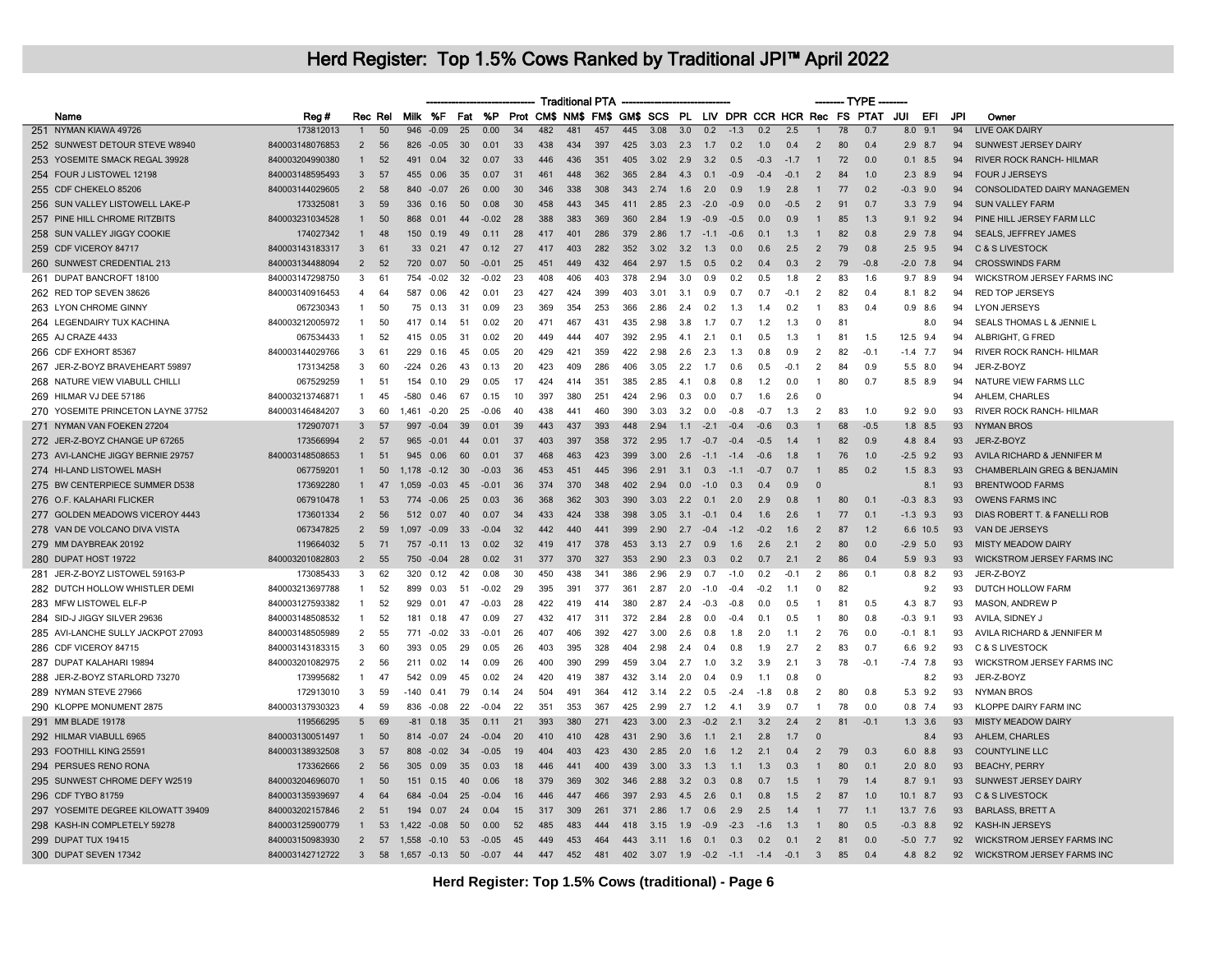# Herd Register: Top 1.5% Cows Ranked by Traditional JPI™ April 2022

| | Name | Reg # | Rec | Rel | Traditional PTA | | | | | | | | | | | | | | | | TYPE | | | | | | |
|---|---|---|---|---|---|---|---|---|---|---|---|---|---|---|---|---|---|---|---|---|---|---|---|---|---|---|---|
| | | | | | Milk | %F | Fat | %P | Prot | CM$ | NM$ | FM$ | GM$ | SCS | PL | LIV | DPR | CCR | HCR | Rec | FS | PTAT | JUI | EFI | JPI | Owner |
| 251 | NYMAN KIAWA 49726 | 173812013 | 1 | 50 | 946 | -0.09 | 25 | 0.00 | 34 | 482 | 481 | 457 | 445 | 3.08 | 3.0 | 0.2 | -1.3 | 0.2 | 2.5 | 1 | 78 | 0.7 | 8.0 | 9.1 | 94 | LIVE OAK DAIRY |
| 252 | SUNWEST DETOUR STEVE W8940 | 840003148076853 | 2 | 56 | 826 | -0.05 | 30 | 0.01 | 33 | 438 | 434 | 397 | 425 | 3.03 | 2.3 | 1.7 | 0.2 | 1.0 | 0.4 | 2 | 80 | 0.4 | 2.9 | 8.7 | 94 | SUNWEST JERSEY DAIRY |
| 253 | YOSEMITE SMACK REGAL 39928 | 840003204990380 | 1 | 52 | 491 | 0.04 | 32 | 0.07 | 33 | 446 | 436 | 351 | 405 | 3.02 | 2.9 | 3.2 | 0.5 | -0.3 | -1.7 | 1 | 72 | 0.0 | 0.1 | 8.5 | 94 | RIVER ROCK RANCH- HILMAR |
| 254 | FOUR J LISTOWEL 12198 | 840003148595493 | 3 | 57 | 455 | 0.06 | 35 | 0.07 | 31 | 461 | 448 | 362 | 365 | 2.84 | 4.3 | 0.1 | -0.9 | -0.4 | -0.1 | 2 | 84 | 1.0 | 2.3 | 8.9 | 94 | FOUR J JERSEYS |
| 255 | CDF CHEKELO 85206 | 840003144029605 | 2 | 58 | 840 | -0.07 | 26 | 0.00 | 30 | 346 | 338 | 308 | 343 | 2.74 | 1.6 | 2.0 | 0.9 | 1.9 | 2.8 | 1 | 77 | 0.2 | -0.3 | 9.0 | 94 | CONSOLIDATED DAIRY MANAGEMEN |
| 256 | SUN VALLEY LISTOWELL LAKE-P | 173325081 | 3 | 59 | 336 | 0.16 | 50 | 0.08 | 30 | 458 | 443 | 345 | 411 | 2.85 | 2.3 | -2.0 | -0.9 | 0.0 | -0.5 | 2 | 91 | 0.7 | 3.3 | 7.9 | 94 | SUN VALLEY FARM |
| 257 | PINE HILL CHROME RITZBITS | 840003231034528 | 1 | 50 | 868 | 0.01 | 44 | -0.02 | 28 | 388 | 383 | 369 | 360 | 2.84 | 1.9 | -0.9 | -0.5 | 0.0 | 0.9 | 1 | 85 | 1.3 | 9.1 | 9.2 | 94 | PINE HILL JERSEY FARM LLC |
| 258 | SUN VALLEY JIGGY COOKIE | 174027342 | 1 | 48 | 150 | 0.19 | 49 | 0.11 | 28 | 417 | 401 | 286 | 379 | 2.86 | 1.7 | -1.1 | -0.6 | 0.1 | 1.3 | 1 | 82 | 0.8 | 2.9 | 7.8 | 94 | SEALS, JEFFREY JAMES |
| 259 | CDF VICEROY 84717 | 840003143183317 | 3 | 61 | 33 | 0.21 | 47 | 0.12 | 27 | 417 | 403 | 282 | 352 | 3.02 | 3.2 | 1.3 | 0.0 | 0.6 | 2.5 | 2 | 79 | 0.8 | 2.5 | 9.5 | 94 | C & S LIVESTOCK |
| 260 | SUNWEST CREDENTIAL 213 | 840003134488094 | 2 | 52 | 720 | 0.07 | 50 | -0.01 | 25 | 451 | 449 | 432 | 464 | 2.97 | 1.5 | 0.5 | 0.2 | 0.4 | 0.3 | 2 | 79 | -0.8 | -2.0 | 7.8 | 94 | CROSSWINDS FARM |
| 261 | DUPAT BANCROFT 18100 | 840003147298750 | 3 | 61 | 754 | -0.02 | 32 | -0.02 | 23 | 408 | 406 | 403 | 378 | 2.94 | 3.0 | 0.9 | 0.2 | 0.5 | 1.8 | 2 | 83 | 1.6 | 9.7 | 8.9 | 94 | WICKSTROM JERSEY FARMS INC |
| 262 | RED TOP SEVEN 38626 | 840003140916453 | 4 | 64 | 587 | 0.06 | 42 | 0.01 | 23 | 427 | 424 | 399 | 403 | 3.01 | 3.1 | 0.9 | 0.7 | 0.7 | -0.1 | 2 | 82 | 0.4 | 8.1 | 8.2 | 94 | RED TOP JERSEYS |
| 263 | LYON CHROME GINNY | 067230343 | 1 | 50 | 75 | 0.13 | 31 | 0.09 | 23 | 369 | 354 | 253 | 366 | 2.86 | 2.4 | 0.2 | 1.3 | 1.4 | 0.2 | 1 | 83 | 0.4 | 0.9 | 8.6 | 94 | LYON JERSEYS |
| 264 | LEGENDAIRY TUX KACHINA | 840003212005972 | 1 | 50 | 417 | 0.14 | 51 | 0.02 | 20 | 471 | 467 | 431 | 435 | 2.98 | 3.8 | 1.7 | 0.7 | 1.2 | 1.3 | 0 | 81 | | | 8.0 | 94 | SEALS THOMAS L & JENNIE L |
| 265 | AJ CRAZE 4433 | 067534433 | 1 | 52 | 415 | 0.05 | 31 | 0.02 | 20 | 449 | 444 | 407 | 392 | 2.95 | 4.1 | 2.1 | 0.1 | 0.5 | 1.3 | 1 | 81 | 1.5 | 12.5 | 9.4 | 94 | ALBRIGHT, G FRED |
| 266 | CDF EXHORT 85367 | 840003144029766 | 3 | 61 | 229 | 0.16 | 45 | 0.05 | 20 | 429 | 421 | 359 | 422 | 2.98 | 2.6 | 2.3 | 1.3 | 0.8 | 0.9 | 2 | 82 | -0.1 | -1.4 | 7.7 | 94 | RIVER ROCK RANCH- HILMAR |
| 267 | JER-Z-BOYZ BRAVEHEART 59897 | 173134258 | 3 | 60 | -224 | 0.26 | 43 | 0.13 | 20 | 423 | 409 | 286 | 406 | 3.05 | 2.2 | 1.7 | 0.6 | 0.5 | -0.1 | 2 | 84 | 0.9 | 5.5 | 8.0 | 94 | JER-Z-BOYZ |
| 268 | NATURE VIEW VIABULL CHILLI | 067529259 | 1 | 51 | 154 | 0.10 | 29 | 0.05 | 17 | 424 | 414 | 351 | 385 | 2.85 | 4.1 | 0.8 | 0.8 | 1.2 | 0.0 | 1 | 80 | 0.7 | 8.5 | 8.9 | 94 | NATURE VIEW FARMS LLC |
| 269 | HILMAR VJ DEE 57186 | 840003213746871 | 1 | 45 | -580 | 0.46 | 67 | 0.15 | 10 | 397 | 380 | 251 | 424 | 2.96 | 0.3 | 0.0 | 0.7 | 1.6 | 2.6 | 0 | | | | | 94 | AHLEM, CHARLES |
| 270 | YOSEMITE PRINCETON LAYNE 37752 | 840003146484207 | 3 | 60 | 1,461 | -0.20 | 25 | -0.06 | 40 | 438 | 441 | 460 | 390 | 3.03 | 3.2 | 0.0 | -0.8 | -0.7 | 1.3 | 2 | 83 | 1.0 | 9.2 | 9.0 | 93 | RIVER ROCK RANCH- HILMAR |
| 271 | NYMAN VAN FOEKEN 27204 | 172907071 | 3 | 57 | 997 | -0.04 | 39 | 0.01 | 39 | 443 | 437 | 393 | 448 | 2.94 | 1.1 | -2.1 | -0.4 | -0.6 | 0.3 | 1 | 68 | -0.5 | 1.8 | 8.5 | 93 | NYMAN BROS |
| 272 | JER-Z-BOYZ CHANGE UP 67265 | 173566994 | 2 | 57 | 965 | -0.01 | 44 | 0.01 | 37 | 403 | 397 | 358 | 372 | 2.95 | 1.7 | -0.7 | -0.4 | -0.5 | 1.4 | 1 | 82 | 0.9 | 4.8 | 8.4 | 93 | JER-Z-BOYZ |
| 273 | AVI-LANCHE JIGGY BERNIE 29757 | 840003148508653 | 1 | 51 | 945 | 0.06 | 60 | 0.01 | 37 | 468 | 463 | 423 | 399 | 3.00 | 2.6 | -1.1 | -1.4 | -0.6 | 1.8 | 1 | 76 | 1.0 | -2.5 | 9.2 | 93 | AVILA RICHARD & JENNIFER M |
| 274 | HI-LAND LISTOWEL MASH | 067759201 | 1 | 50 | 1,178 | -0.12 | 30 | -0.03 | 36 | 453 | 451 | 445 | 396 | 2.91 | 3.1 | 0.3 | -1.1 | -0.7 | 0.7 | 1 | 85 | 0.2 | 1.5 | 8.3 | 93 | CHAMBERLAIN GREG & BENJAMIN |
| 275 | BW CENTERPIECE SUMMER D538 | 173692280 | 1 | 47 | 1,059 | -0.03 | 45 | -0.01 | 36 | 374 | 370 | 348 | 402 | 2.94 | 0.0 | -1.0 | 0.3 | 0.4 | 0.9 | 0 | | | | 8.1 | 93 | BRENTWOOD FARMS |
| 276 | O.F. KALAHARI FLICKER | 067910478 | 1 | 53 | 774 | -0.06 | 25 | 0.03 | 36 | 368 | 362 | 303 | 390 | 3.03 | 2.2 | 0.1 | 2.0 | 2.9 | 0.8 | 1 | 80 | 0.1 | -0.3 | 8.3 | 93 | OWENS FARMS INC |
| 277 | GOLDEN MEADOWS VICEROY 4443 | 173601334 | 2 | 56 | 512 | 0.07 | 40 | 0.07 | 34 | 433 | 424 | 338 | 398 | 3.05 | 3.1 | -0.1 | 0.4 | 1.6 | 2.6 | 1 | 77 | 0.1 | -1.3 | 9.3 | 93 | DIAS ROBERT T. & FANELLI ROB |
| 278 | VAN DE VOLCANO DIVA VISTA | 067347825 | 2 | 59 | 1,097 | -0.09 | 33 | -0.04 | 32 | 442 | 440 | 441 | 399 | 2.90 | 2.7 | -0.4 | -1.2 | -0.2 | 1.6 | 2 | 87 | 1.2 | 6.6 | 10.5 | 93 | VAN DE JERSEYS |
| 279 | MM DAYBREAK 20192 | 119664032 | 5 | 71 | 757 | -0.11 | 13 | 0.02 | 32 | 419 | 417 | 378 | 453 | 3.13 | 2.7 | 0.9 | 1.6 | 2.6 | 2.1 | 2 | 80 | 0.0 | -2.9 | 5.0 | 93 | MISTY MEADOW DAIRY |
| 280 | DUPAT HOST 19722 | 840003201082803 | 2 | 55 | 750 | -0.04 | 28 | 0.02 | 31 | 377 | 370 | 327 | 353 | 2.90 | 2.3 | 0.3 | 0.2 | 0.7 | 2.1 | 2 | 86 | 0.4 | 5.9 | 9.3 | 93 | WICKSTROM JERSEY FARMS INC |
| 281 | JER-Z-BOYZ LISTOWEL 59163-P | 173085433 | 3 | 62 | 320 | 0.12 | 42 | 0.08 | 30 | 450 | 438 | 341 | 386 | 2.96 | 2.9 | 0.7 | -1.0 | 0.2 | -0.1 | 2 | 86 | 0.1 | 0.8 | 8.2 | 93 | JER-Z-BOYZ |
| 282 | DUTCH HOLLOW WHISTLER DEMI | 840003213697788 | 1 | 52 | 899 | 0.03 | 51 | -0.02 | 29 | 395 | 391 | 377 | 361 | 2.87 | 2.0 | -1.0 | -0.4 | -0.2 | 1.1 | 0 | 82 | | | 9.2 | 93 | DUTCH HOLLOW FARM |
| 283 | MFW LISTOWEL ELF-P | 840003127593382 | 1 | 52 | 929 | 0.01 | 47 | -0.03 | 28 | 422 | 419 | 414 | 380 | 2.87 | 2.4 | -0.3 | -0.8 | 0.0 | 0.5 | 1 | 81 | 0.5 | 4.3 | 8.7 | 93 | MASON, ANDREW P |
| 284 | SID-J JIGGY SILVER 29636 | 840003148508532 | 1 | 52 | 181 | 0.18 | 47 | 0.09 | 27 | 432 | 417 | 311 | 372 | 2.84 | 2.8 | 0.0 | -0.4 | 0.1 | 0.5 | 1 | 80 | 0.8 | -0.3 | 9.1 | 93 | AVILA, SIDNEY J |
| 285 | AVI-LANCHE SULLY JACKPOT 27093 | 840003148505989 | 2 | 55 | 771 | -0.02 | 33 | -0.01 | 26 | 407 | 406 | 392 | 427 | 3.00 | 2.6 | 0.8 | 1.8 | 2.0 | 1.1 | 2 | 76 | 0.0 | -0.1 | 8.1 | 93 | AVILA RICHARD & JENNIFER M |
| 286 | CDF VICEROY 84715 | 840003143183315 | 3 | 60 | 393 | 0.05 | 29 | 0.05 | 26 | 403 | 395 | 328 | 404 | 2.98 | 2.4 | 0.4 | 0.8 | 1.9 | 2.7 | 2 | 83 | 0.7 | 6.6 | 9.2 | 93 | C & S LIVESTOCK |
| 287 | DUPAT KALAHARI 19894 | 840003201082975 | 2 | 56 | 211 | 0.02 | 14 | 0.09 | 26 | 400 | 390 | 299 | 459 | 3.04 | 2.7 | 1.0 | 3.2 | 3.9 | 2.1 | 3 | 78 | -0.1 | -7.4 | 7.8 | 93 | WICKSTROM JERSEY FARMS INC |
| 288 | JER-Z-BOYZ STARLORD 73270 | 173995682 | 1 | 47 | 542 | 0.09 | 45 | 0.02 | 24 | 420 | 419 | 387 | 432 | 3.14 | 2.0 | 0.4 | 0.9 | 1.1 | 0.8 | 0 | | | | 8.2 | 93 | JER-Z-BOYZ |
| 289 | NYMAN STEVE 27966 | 172913010 | 3 | 59 | -140 | 0.41 | 79 | 0.14 | 24 | 504 | 491 | 364 | 412 | 3.14 | 2.2 | 0.5 | -2.4 | -1.8 | 0.8 | 2 | 80 | 0.8 | 5.3 | 9.2 | 93 | NYMAN BROS |
| 290 | KLOPPE MONUMENT 2875 | 840003137930323 | 4 | 59 | 836 | -0.08 | 22 | -0.04 | 22 | 351 | 353 | 367 | 425 | 2.99 | 2.7 | 1.2 | 4.1 | 3.9 | 0.7 | 1 | 78 | 0.0 | 0.8 | 7.4 | 93 | KLOPPE DAIRY FARM INC |
| 291 | MM BLADE 19178 | 119566295 | 5 | 69 | -81 | 0.18 | 35 | 0.11 | 21 | 393 | 380 | 271 | 423 | 3.00 | 2.3 | -0.2 | 2.1 | 3.2 | 2.4 | 2 | 81 | -0.1 | 1.3 | 3.6 | 93 | MISTY MEADOW DAIRY |
| 292 | HILMAR VIABULL 6965 | 840003130051497 | 1 | 50 | 814 | -0.07 | 24 | -0.04 | 20 | 410 | 410 | 428 | 431 | 2.90 | 3.6 | 1.1 | 2.1 | 2.8 | 1.7 | 0 | | | | 8.4 | 93 | AHLEM, CHARLES |
| 293 | FOOTHILL KING 25591 | 840003138932508 | 3 | 57 | 808 | -0.02 | 34 | -0.05 | 19 | 404 | 403 | 423 | 430 | 2.85 | 2.0 | 1.6 | 1.2 | 2.1 | 0.4 | 2 | 79 | 0.3 | 6.0 | 8.8 | 93 | COUNTYLINE LLC |
| 294 | PERSUES RENO RONA | 173362666 | 2 | 56 | 305 | 0.09 | 35 | 0.03 | 18 | 446 | 441 | 400 | 439 | 3.00 | 3.3 | 1.3 | 1.1 | 1.3 | 0.3 | 1 | 80 | 0.1 | 2.0 | 8.0 | 93 | BEACHY, PERRY |
| 295 | SUNWEST CHROME DEFY W2519 | 840003204696070 | 1 | 50 | 151 | 0.15 | 40 | 0.06 | 18 | 379 | 369 | 302 | 346 | 2.88 | 3.2 | 0.3 | 0.8 | 0.7 | 1.5 | 1 | 79 | 1.4 | 8.7 | 9.1 | 93 | SUNWEST JERSEY DAIRY |
| 296 | CDF TYBO 81759 | 840003135939697 | 4 | 64 | 684 | -0.04 | 25 | -0.04 | 16 | 446 | 447 | 466 | 397 | 2.93 | 4.5 | 2.6 | 0.1 | 0.8 | 1.5 | 2 | 87 | 1.0 | 10.1 | 8.7 | 93 | C & S LIVESTOCK |
| 297 | YOSEMITE DEGREE KILOWATT 39409 | 840003202157846 | 2 | 51 | 194 | 0.07 | 24 | 0.04 | 15 | 317 | 309 | 261 | 371 | 2.86 | 1.7 | 0.6 | 2.9 | 2.5 | 1.4 | 1 | 77 | 1.1 | 13.7 | 7.6 | 93 | BARLASS, BRETT A |
| 298 | KASH-IN COMPLETELY 59278 | 840003125900779 | 1 | 53 | 1,422 | -0.08 | 50 | 0.00 | 52 | 485 | 483 | 444 | 418 | 3.15 | 1.9 | -0.9 | -2.3 | -1.6 | 1.3 | 1 | 80 | 0.5 | -0.3 | 8.8 | 92 | KASH-IN JERSEYS |
| 299 | DUPAT TUX 19415 | 840003150983930 | 2 | 57 | 1,558 | -0.10 | 53 | -0.05 | 45 | 449 | 453 | 464 | 443 | 3.11 | 1.6 | 0.1 | 0.3 | 0.2 | 0.1 | 2 | 81 | 0.0 | -5.0 | 7.7 | 92 | WICKSTROM JERSEY FARMS INC |
| 300 | DUPAT SEVEN 17342 | 840003142712722 | 3 | 58 | 1,657 | -0.13 | 50 | -0.07 | 44 | 447 | 452 | 481 | 402 | 3.07 | 1.9 | -0.2 | -1.1 | -1.4 | -0.1 | 3 | 85 | 0.4 | 4.8 | 8.2 | 92 | WICKSTROM JERSEY FARMS INC |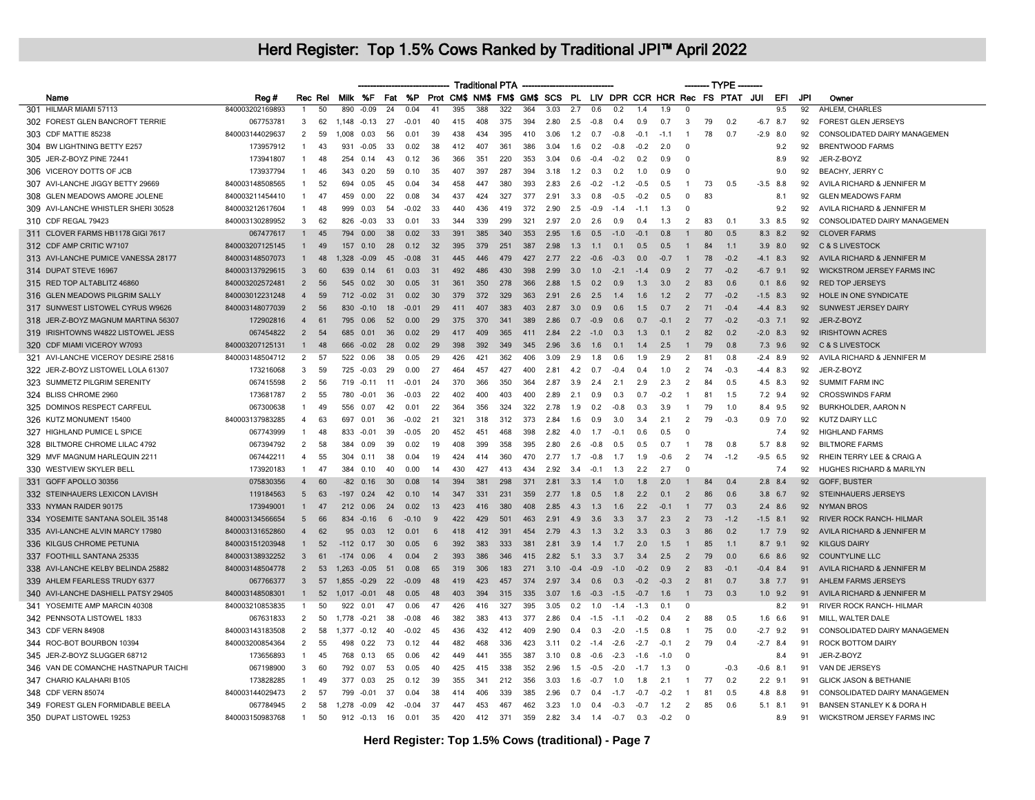# Herd Register: Top 1.5% Cows Ranked by Traditional JPI™ April 2022

| | Name | Reg # | Rec | Rel | Milk | %F | Fat | %P | Prot | CM$ | NM$ | FM$ | GM$ | SCS | PL | LIV | DPR | CCR | HCR | Rec | FS | PTAT | JUI | EFI | JPI | Owner |
|---|---|---|---|---|---|---|---|---|---|---|---|---|---|---|---|---|---|---|---|---|---|---|---|---|---|---|
| | | | | | Traditional PTA | | | | | | | | | | | | | | | TYPE | | | | | | |
| 301 | HILMAR MIAMI 57113 | 840003202169893 | 1 | 50 | 890 | -0.09 | 24 | 0.04 | 41 | 395 | 388 | 322 | 364 | 3.03 | 2.7 | 0.6 | 0.2 | 1.4 | 1.9 | 0 | | | | 9.5 | 92 | AHLEM, CHARLES |
| 302 | FOREST GLEN BANCROFT TERRIE | 067753781 | 3 | 62 | 1,148 | -0.13 | 27 | -0.01 | 40 | 415 | 408 | 375 | 394 | 2.80 | 2.5 | -0.8 | 0.4 | 0.9 | 0.7 | 3 | 79 | 0.2 | -6.7 | 8.7 | 92 | FOREST GLEN JERSEYS |
| 303 | CDF MATTIE 85238 | 840003144029637 | 2 | 59 | 1,008 | 0.03 | 56 | 0.01 | 39 | 438 | 434 | 395 | 410 | 3.06 | 1.2 | 0.7 | -0.8 | -0.1 | -1.1 | 1 | 78 | 0.7 | -2.9 | 8.0 | 92 | CONSOLIDATED DAIRY MANAGEMEN |
| 304 | BW LIGHTNING BETTY E257 | 173957912 | 1 | 43 | 931 | -0.05 | 33 | 0.02 | 38 | 412 | 407 | 361 | 386 | 3.04 | 1.6 | 0.2 | -0.8 | -0.2 | 2.0 | 0 | | | | 9.2 | 92 | BRENTWOOD FARMS |
| 305 | JER-Z-BOYZ PINE 72441 | 173941807 | 1 | 48 | 254 | 0.14 | 43 | 0.12 | 36 | 366 | 351 | 220 | 353 | 3.04 | 0.6 | -0.4 | -0.2 | 0.2 | 0.9 | 0 | | | | 8.9 | 92 | JER-Z-BOYZ |
| 306 | VICEROY DOTTS OF JCB | 173937794 | 1 | 46 | 343 | 0.20 | 59 | 0.10 | 35 | 407 | 397 | 287 | 394 | 3.18 | 1.2 | 0.3 | 0.2 | 1.0 | 0.9 | 0 | | | | 9.0 | 92 | BEACHY, JERRY C |
| 307 | AVI-LANCHE JIGGY BETTY 29669 | 840003148508565 | 1 | 52 | 694 | 0.05 | 45 | 0.04 | 34 | 458 | 447 | 380 | 393 | 2.83 | 2.6 | -0.2 | -1.2 | -0.5 | 0.5 | 1 | 73 | 0.5 | -3.5 | 8.8 | 92 | AVILA RICHARD & JENNIFER M |
| 308 | GLEN MEADOWS AMORE JOLENE | 840003211454410 | 1 | 47 | 459 | 0.00 | 22 | 0.08 | 34 | 437 | 424 | 327 | 377 | 2.91 | 3.3 | 0.8 | -0.5 | -0.2 | 0.5 | 0 | 83 | | | 8.1 | 92 | GLEN MEADOWS FARM |
| 309 | AVI-LANCHE WHISTLER SHERI 30528 | 840003212617604 | 1 | 48 | 999 | 0.03 | 54 | -0.02 | 33 | 440 | 436 | 419 | 372 | 2.90 | 2.5 | -0.9 | -1.4 | -1.1 | 1.3 | 0 | | | | 9.2 | 92 | AVILA RICHARD & JENNIFER M |
| 310 | CDF REGAL 79423 | 840003130289952 | 3 | 62 | 826 | -0.03 | 33 | 0.01 | 33 | 344 | 339 | 299 | 321 | 2.97 | 2.0 | 2.6 | 0.9 | 0.4 | 1.3 | 2 | 83 | 0.1 | 3.3 | 8.5 | 92 | CONSOLIDATED DAIRY MANAGEMEN |
| 311 | CLOVER FARMS HB1178 GIGI 7617 | 067477617 | 1 | 45 | 794 | 0.00 | 38 | 0.02 | 33 | 391 | 385 | 340 | 353 | 2.95 | 1.6 | 0.5 | -1.0 | -0.1 | 0.8 | 1 | 80 | 0.5 | 8.3 | 8.2 | 92 | CLOVER FARMS |
| 312 | CDF AMP CRITIC W7107 | 840003207125145 | 1 | 49 | 157 | 0.10 | 28 | 0.12 | 32 | 395 | 379 | 251 | 387 | 2.98 | 1.3 | 1.1 | 0.1 | 0.5 | 0.5 | 1 | 84 | 1.1 | 3.9 | 8.0 | 92 | C & S LIVESTOCK |
| 313 | AVI-LANCHE PUMICE VANESSA 28177 | 840003148507073 | 1 | 48 | 1,328 | -0.09 | 45 | -0.08 | 31 | 445 | 446 | 479 | 427 | 2.77 | 2.2 | -0.6 | -0.3 | 0.0 | -0.7 | 1 | 78 | -0.2 | -4.1 | 8.3 | 92 | AVILA RICHARD & JENNIFER M |
| 314 | DUPAT STEVE 16967 | 840003137929615 | 3 | 60 | 639 | 0.14 | 61 | 0.03 | 31 | 492 | 486 | 430 | 398 | 2.99 | 3.0 | 1.0 | -2.1 | -1.4 | 0.9 | 2 | 77 | -0.2 | -6.7 | 9.1 | 92 | WICKSTROM JERSEY FARMS INC |
| 315 | RED TOP ALTABLITZ 46860 | 840003202572481 | 2 | 56 | 545 | 0.02 | 30 | 0.05 | 31 | 361 | 350 | 278 | 366 | 2.88 | 1.5 | 0.2 | 0.9 | 1.3 | 3.0 | 2 | 83 | 0.6 | 0.1 | 8.6 | 92 | RED TOP JERSEYS |
| 316 | GLEN MEADOWS PILGRIM SALLY | 840003012231248 | 4 | 59 | 712 | -0.02 | 31 | 0.02 | 30 | 379 | 372 | 329 | 363 | 2.91 | 2.6 | 2.5 | 1.4 | 1.6 | 1.2 | 2 | 77 | -0.2 | -1.5 | 8.3 | 92 | HOLE IN ONE SYNDICATE |
| 317 | SUNWEST LISTOWEL CYRUS W9626 | 840003148077039 | 2 | 56 | 830 | -0.10 | 18 | -0.01 | 29 | 411 | 407 | 383 | 403 | 2.87 | 3.0 | 0.9 | 0.6 | 1.5 | 0.7 | 2 | 71 | -0.4 | -4.4 | 8.3 | 92 | SUNWEST JERSEY DAIRY |
| 318 | JER-Z-BOYZ MAGNUM MARTINA 56307 | 172902816 | 4 | 61 | 795 | 0.06 | 52 | 0.00 | 29 | 375 | 370 | 341 | 389 | 2.86 | 0.7 | -0.9 | 0.6 | 0.7 | -0.1 | 2 | 77 | -0.2 | -0.3 | 7.1 | 92 | JER-Z-BOYZ |
| 319 | IRISHTOWNS W4822 LISTOWEL JESS | 067454822 | 2 | 54 | 685 | 0.01 | 36 | 0.02 | 29 | 417 | 409 | 365 | 411 | 2.84 | 2.2 | -1.0 | 0.3 | 1.3 | 0.1 | 2 | 82 | 0.2 | -2.0 | 8.3 | 92 | IRISHTOWN ACRES |
| 320 | CDF MIAMI VICEROY W7093 | 840003207125131 | 1 | 48 | 666 | -0.02 | 28 | 0.02 | 29 | 398 | 392 | 349 | 345 | 2.96 | 3.6 | 1.6 | 0.1 | 1.4 | 2.5 | 1 | 79 | 0.8 | 7.3 | 9.6 | 92 | C & S LIVESTOCK |
| 321 | AVI-LANCHE VICEROY DESIRE 25816 | 840003148504712 | 2 | 57 | 522 | 0.06 | 38 | 0.05 | 29 | 426 | 421 | 362 | 406 | 3.09 | 2.9 | 1.8 | 0.6 | 1.9 | 2.9 | 2 | 81 | 0.8 | -2.4 | 8.9 | 92 | AVILA RICHARD & JENNIFER M |
| 322 | JER-Z-BOYZ LISTOWEL LOLA 61307 | 173216068 | 3 | 59 | 725 | -0.03 | 29 | 0.00 | 27 | 464 | 457 | 427 | 400 | 2.81 | 4.2 | 0.7 | -0.4 | 0.4 | 1.0 | 2 | 74 | -0.3 | -4.4 | 8.3 | 92 | JER-Z-BOYZ |
| 323 | SUMMETZ PILGRIM SERENITY | 067415598 | 2 | 56 | 719 | -0.11 | 11 | -0.01 | 24 | 370 | 366 | 350 | 364 | 2.87 | 3.9 | 2.4 | 2.1 | 2.9 | 2.3 | 2 | 84 | 0.5 | 4.5 | 8.3 | 92 | SUMMIT FARM INC |
| 324 | BLISS CHROME 2960 | 173681787 | 2 | 55 | 780 | -0.01 | 36 | -0.03 | 22 | 402 | 400 | 403 | 400 | 2.89 | 2.1 | 0.9 | 0.3 | 0.7 | -0.2 | 1 | 81 | 1.5 | 7.2 | 9.4 | 92 | CROSSWINDS FARM |
| 325 | DOMINOS RESPECT CARFEUL | 067300638 | 1 | 49 | 556 | 0.07 | 42 | 0.01 | 22 | 364 | 356 | 324 | 322 | 2.78 | 1.9 | 0.2 | -0.8 | 0.3 | 3.9 | 1 | 79 | 1.0 | 8.4 | 9.5 | 92 | BURKHOLDER, AARON N |
| 326 | KUTZ MONUMENT 15400 | 840003137983285 | 4 | 63 | 697 | 0.01 | 36 | -0.02 | 21 | 321 | 318 | 312 | 373 | 2.84 | 1.6 | 0.9 | 3.0 | 3.4 | 2.1 | 2 | 79 | -0.3 | 0.9 | 7.0 | 92 | KUTZ DAIRY LLC |
| 327 | HIGHLAND PUMICE L SPICE | 067743999 | 1 | 48 | 833 | -0.01 | 39 | -0.05 | 20 | 452 | 451 | 468 | 398 | 2.82 | 4.0 | 1.7 | -0.1 | 0.6 | 0.5 | 0 | | | | 7.4 | 92 | HIGHLAND FARMS |
| 328 | BILTMORE CHROME LILAC 4792 | 067394792 | 2 | 58 | 384 | 0.09 | 39 | 0.02 | 19 | 408 | 399 | 358 | 395 | 2.80 | 2.6 | -0.8 | 0.5 | 0.5 | 0.7 | 1 | 78 | 0.8 | 5.7 | 8.8 | 92 | BILTMORE FARMS |
| 329 | MVF MAGNUM HARLEQUIN 2211 | 067442211 | 4 | 55 | 304 | 0.11 | 38 | 0.04 | 19 | 424 | 414 | 360 | 470 | 2.77 | 1.7 | -0.8 | 1.7 | 1.9 | -0.6 | 2 | 74 | -1.2 | -9.5 | 6.5 | 92 | RHEIN TERRY LEE & CRAIG A |
| 330 | WESTVIEW SKYLER BELL | 173920183 | 1 | 47 | 384 | 0.10 | 40 | 0.00 | 14 | 430 | 427 | 413 | 434 | 2.92 | 3.4 | -0.1 | 1.3 | 2.2 | 2.7 | 0 | | | | 7.4 | 92 | HUGHES RICHARD & MARILYN |
| 331 | GOFF APOLLO 30356 | 075830356 | 4 | 60 | -82 | 0.16 | 30 | 0.08 | 14 | 394 | 381 | 298 | 371 | 2.81 | 3.3 | 1.4 | 1.0 | 1.8 | 2.0 | 1 | 84 | 0.4 | 2.8 | 8.4 | 92 | GOFF, BUSTER |
| 332 | STEINHAUERS LEXICON LAVISH | 119184563 | 5 | 63 | -197 | 0.24 | 42 | 0.10 | 14 | 347 | 331 | 231 | 359 | 2.77 | 1.8 | 0.5 | 1.8 | 2.2 | 0.1 | 2 | 86 | 0.6 | 3.8 | 6.7 | 92 | STEINHAUERS JERSEYS |
| 333 | NYMAN RAIDER 90175 | 173949001 | 1 | 47 | 212 | 0.06 | 24 | 0.02 | 13 | 423 | 416 | 380 | 408 | 2.85 | 4.3 | 1.3 | 1.6 | 2.2 | -0.1 | 1 | 77 | 0.3 | 2.4 | 8.6 | 92 | NYMAN BROS |
| 334 | YOSEMITE SANTANA SOLEIL 35148 | 840003134566654 | 5 | 66 | 834 | -0.16 | 6 | -0.10 | 9 | 422 | 429 | 501 | 463 | 2.91 | 4.9 | 3.6 | 3.3 | 3.7 | 2.3 | 2 | 73 | -1.2 | -1.5 | 8.1 | 92 | RIVER ROCK RANCH- HILMAR |
| 335 | AVI-LANCHE ALVIN MARCY 17980 | 840003131652860 | 4 | 62 | 95 | 0.03 | 12 | 0.01 | 6 | 418 | 412 | 391 | 454 | 2.79 | 4.3 | 1.3 | 3.2 | 3.3 | 0.3 | 3 | 86 | 0.2 | 1.7 | 7.9 | 92 | AVILA RICHARD & JENNIFER M |
| 336 | KILGUS CHROME PETUNIA | 840003151203948 | 1 | 52 | -112 | 0.17 | 30 | 0.05 | 6 | 392 | 383 | 333 | 381 | 2.81 | 3.9 | 1.4 | 1.7 | 2.0 | 1.5 | 1 | 85 | 1.1 | 8.7 | 9.1 | 92 | KILGUS DAIRY |
| 337 | FOOTHILL SANTANA 25335 | 840003138932252 | 3 | 61 | -174 | 0.06 | 4 | 0.04 | 2 | 393 | 386 | 346 | 415 | 2.82 | 5.1 | 3.3 | 3.7 | 3.4 | 2.5 | 2 | 79 | 0.0 | 6.6 | 8.6 | 92 | COUNTYLINE LLC |
| 338 | AVI-LANCHE KELBY BELINDA 25882 | 840003148504778 | 2 | 53 | 1,263 | -0.05 | 51 | 0.08 | 65 | 319 | 306 | 183 | 271 | 3.10 | -0.4 | -0.9 | -1.0 | -0.2 | 0.9 | 2 | 83 | -0.1 | -0.4 | 8.4 | 91 | AVILA RICHARD & JENNIFER M |
| 339 | AHLEM FEARLESS TRUDY 6377 | 067766377 | 3 | 57 | 1,855 | -0.29 | 22 | -0.09 | 48 | 419 | 423 | 457 | 374 | 2.97 | 3.4 | 0.6 | 0.3 | -0.2 | -0.3 | 2 | 81 | 0.7 | 3.8 | 7.7 | 91 | AHLEM FARMS JERSEYS |
| 340 | AVI-LANCHE DASHIELL PATSY 29405 | 840003148508301 | 1 | 52 | 1,017 | -0.01 | 48 | 0.05 | 48 | 403 | 394 | 315 | 335 | 3.07 | 1.6 | -0.3 | -1.5 | -0.7 | 1.6 | 1 | 73 | 0.3 | 1.0 | 9.2 | 91 | AVILA RICHARD & JENNIFER M |
| 341 | YOSEMITE AMP MARCIN 40308 | 840003210853835 | 1 | 50 | 922 | 0.01 | 47 | 0.06 | 47 | 426 | 416 | 327 | 395 | 3.05 | 0.2 | 1.0 | -1.4 | -1.3 | 0.1 | 0 | | | | 8.2 | 91 | RIVER ROCK RANCH- HILMAR |
| 342 | PENNSOTA LISTOWEL 1833 | 067631833 | 2 | 50 | 1,778 | -0.21 | 38 | -0.08 | 46 | 382 | 383 | 413 | 377 | 2.86 | 0.4 | -1.5 | -1.1 | -0.2 | 0.4 | 2 | 88 | 0.5 | 1.6 | 6.6 | 91 | MILL, WALTER DALE |
| 343 | CDF VERN 84908 | 840003143183508 | 2 | 58 | 1,377 | -0.12 | 40 | -0.02 | 45 | 436 | 432 | 412 | 409 | 2.90 | 0.4 | 0.3 | -2.0 | -1.5 | 0.8 | 1 | 75 | 0.0 | -2.7 | 9.2 | 91 | CONSOLIDATED DAIRY MANAGEMEN |
| 344 | ROC-BOT BOURBON 10394 | 840003200854364 | 2 | 55 | 498 | 0.22 | 73 | 0.12 | 44 | 482 | 468 | 336 | 423 | 3.11 | 0.2 | -1.4 | -2.6 | -2.7 | -0.1 | 2 | 79 | 0.4 | -2.7 | 8.4 | 91 | ROCK BOTTOM DAIRY |
| 345 | JER-Z-BOYZ SLUGGER 68712 | 173656893 | 1 | 45 | 768 | 0.13 | 65 | 0.06 | 42 | 449 | 441 | 355 | 387 | 3.10 | 0.8 | -0.6 | -2.3 | -1.6 | -1.0 | 0 | | | | 8.4 | 91 | JER-Z-BOYZ |
| 346 | VAN DE COMANCHE HASTNAPUR TAICHI | 067198900 | 3 | 60 | 792 | 0.07 | 53 | 0.05 | 40 | 425 | 415 | 338 | 352 | 2.96 | 1.5 | -0.5 | -2.0 | -1.7 | 1.3 | 0 | | -0.3 | -0.6 | 8.1 | 91 | VAN DE JERSEYS |
| 347 | CHARIO KALAHARI B105 | 173828285 | 1 | 49 | 377 | 0.03 | 25 | 0.12 | 39 | 355 | 341 | 212 | 356 | 3.03 | 1.6 | -0.7 | 1.0 | 1.8 | 2.1 | 1 | 77 | 0.2 | 2.2 | 9.1 | 91 | GLICK JASON & BETHANIE |
| 348 | CDF VERN 85074 | 840003144029473 | 2 | 57 | 799 | -0.01 | 37 | 0.04 | 38 | 414 | 406 | 339 | 385 | 2.96 | 0.7 | 0.4 | -1.7 | -0.7 | -0.2 | 1 | 81 | 0.5 | 4.8 | 8.8 | 91 | CONSOLIDATED DAIRY MANAGEMEN |
| 349 | FOREST GLEN FORMIDABLE BEELA | 067784945 | 2 | 58 | 1,278 | -0.09 | 42 | -0.04 | 37 | 447 | 453 | 467 | 462 | 3.23 | 1.0 | 0.4 | -0.3 | -0.7 | 1.2 | 2 | 85 | 0.6 | 5.1 | 8.1 | 91 | BANSEN STANLEY K & DORA H |
| 350 | DUPAT LISTOWEL 19253 | 840003150983768 | 1 | 50 | 912 | -0.13 | 16 | 0.01 | 35 | 420 | 412 | 371 | 359 | 2.82 | 3.4 | 1.4 | -0.7 | 0.3 | -0.2 | 0 | | | | 8.9 | 91 | WICKSTROM JERSEY FARMS INC |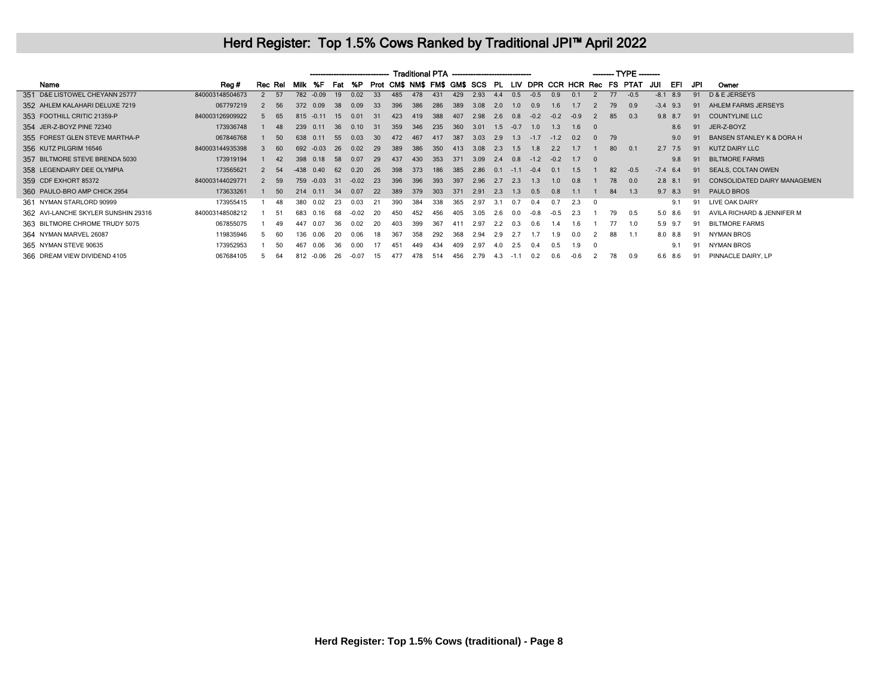# Herd Register: Top 1.5% Cows Ranked by Traditional JPI™ April 2022

| | Name | Reg # | Rec | Rel | Milk | %F | Fat | %P | Prot | CM$ | NM$ | FM$ | GM$ | SCS | PL | LIV | DPR | CCR | HCR | Rec | FS | PTAT | JUI | EFI | JPI | Owner |
|---|---|---|---|---|---|---|---|---|---|---|---|---|---|---|---|---|---|---|---|---|---|---|---|---|---|---|
| | | | | | Traditional PTA | | | | | | | | | | | | | | | TYPE | | | | | | |
| 351 | D&E LISTOWEL CHEYANN 25777 | 840003148504673 | 2 | 57 | 782 | -0.09 | 19 | 0.02 | 33 | 485 | 478 | 431 | 429 | 2.93 | 4.4 | 0.5 | -0.5 | 0.9 | 0.1 | 2 | 77 | -0.5 | -8.1 | 8.9 | 91 | D & E JERSEYS |
| 352 | AHLEM KALAHARI DELUXE 7219 | 067797219 | 2 | 56 | 372 | 0.09 | 38 | 0.09 | 33 | 396 | 386 | 286 | 389 | 3.08 | 2.0 | 1.0 | 0.9 | 1.6 | 1.7 | 2 | 79 | 0.9 | -3.4 | 9.3 | 91 | AHLEM FARMS JERSEYS |
| 353 | FOOTHILL CRITIC 21359-P | 840003126909922 | 5 | 65 | 815 | -0.11 | 15 | 0.01 | 31 | 423 | 419 | 388 | 407 | 2.98 | 2.6 | 0.8 | -0.2 | -0.2 | -0.9 | 2 | 85 | 0.3 | 9.8 | 8.7 | 91 | COUNTYLINE LLC |
| 354 | JER-Z-BOYZ PINE 72340 | 173936748 | 1 | 48 | 239 | 0.11 | 36 | 0.10 | 31 | 359 | 346 | 235 | 360 | 3.01 | 1.5 | -0.7 | 1.0 | 1.3 | 1.6 | 0 | | | | 8.6 | 91 | JER-Z-BOYZ |
| 355 | FOREST GLEN STEVE MARTHA-P | 067846768 | 1 | 50 | 638 | 0.11 | 55 | 0.03 | 30 | 472 | 467 | 417 | 387 | 3.03 | 2.9 | 1.3 | -1.7 | -1.2 | 0.2 | 0 | 79 | | | 9.0 | 91 | BANSEN STANLEY K & DORA H |
| 356 | KUTZ PILGRIM 16546 | 840003144935398 | 3 | 60 | 692 | -0.03 | 26 | 0.02 | 29 | 389 | 386 | 350 | 413 | 3.08 | 2.3 | 1.5 | 1.8 | 2.2 | 1.7 | 1 | 80 | 0.1 | 2.7 | 7.5 | 91 | KUTZ DAIRY LLC |
| 357 | BILTMORE STEVE BRENDA 5030 | 173919194 | 1 | 42 | 398 | 0.18 | 58 | 0.07 | 29 | 437 | 430 | 353 | 371 | 3.09 | 2.4 | 0.8 | -1.2 | -0.2 | 1.7 | 0 | | | | 9.8 | 91 | BILTMORE FARMS |
| 358 | LEGENDAIRY DEE OLYMPIA | 173565621 | 2 | 54 | -438 | 0.40 | 62 | 0.20 | 26 | 398 | 373 | 186 | 385 | 2.86 | 0.1 | -1.1 | -0.4 | 0.1 | 1.5 | 1 | 82 | -0.5 | -7.4 | 6.4 | 91 | SEALS, COLTAN OWEN |
| 359 | CDF EXHORT 85372 | 840003144029771 | 2 | 59 | 759 | -0.03 | 31 | -0.02 | 23 | 396 | 396 | 393 | 397 | 2.96 | 2.7 | 2.3 | 1.3 | 1.0 | 0.8 | 1 | 78 | 0.0 | 2.8 | 8.1 | 91 | CONSOLIDATED DAIRY MANAGEMEN |
| 360 | PAULO-BRO AMP CHICK 2954 | 173633261 | 1 | 50 | 214 | 0.11 | 34 | 0.07 | 22 | 389 | 379 | 303 | 371 | 2.91 | 2.3 | 1.3 | 0.5 | 0.8 | 1.1 | 1 | 84 | 1.3 | 9.7 | 8.3 | 91 | PAULO BROS |
| 361 | NYMAN STARLORD 90999 | 173955415 | 1 | 48 | 380 | 0.02 | 23 | 0.03 | 21 | 390 | 384 | 338 | 365 | 2.97 | 3.1 | 0.7 | 0.4 | 0.7 | 2.3 | 0 | | | | 9.1 | 91 | LIVE OAK DAIRY |
| 362 | AVI-LANCHE SKYLER SUNSHIN 29316 | 840003148508212 | 1 | 51 | 683 | 0.16 | 68 | -0.02 | 20 | 450 | 452 | 456 | 405 | 3.05 | 2.6 | 0.0 | -0.8 | -0.5 | 2.3 | 1 | 79 | 0.5 | 5.0 | 8.6 | 91 | AVILA RICHARD & JENNIFER M |
| 363 | BILTMORE CHROME TRUDY 5075 | 067855075 | 1 | 49 | 447 | 0.07 | 36 | 0.02 | 20 | 403 | 399 | 367 | 411 | 2.97 | 2.2 | 0.3 | 0.6 | 1.4 | 1.6 | 1 | 77 | 1.0 | 5.9 | 9.7 | 91 | BILTMORE FARMS |
| 364 | NYMAN MARVEL 26087 | 119835946 | 5 | 60 | 136 | 0.06 | 20 | 0.06 | 18 | 367 | 358 | 292 | 368 | 2.94 | 2.9 | 2.7 | 1.7 | 1.9 | 0.0 | 2 | 88 | 1.1 | 8.0 | 8.8 | 91 | NYMAN BROS |
| 365 | NYMAN STEVE 90635 | 173952953 | 1 | 50 | 467 | 0.06 | 36 | 0.00 | 17 | 451 | 449 | 434 | 409 | 2.97 | 4.0 | 2.5 | 0.4 | 0.5 | 1.9 | 0 | | | | 9.1 | 91 | NYMAN BROS |
| 366 | DREAM VIEW DIVIDEND 4105 | 067684105 | 5 | 64 | 812 | -0.06 | 26 | -0.07 | 15 | 477 | 478 | 514 | 456 | 2.79 | 4.3 | -1.1 | 0.2 | 0.6 | -0.6 | 2 | 78 | 0.9 | 6.6 | 8.6 | 91 | PINNACLE DAIRY, LP |